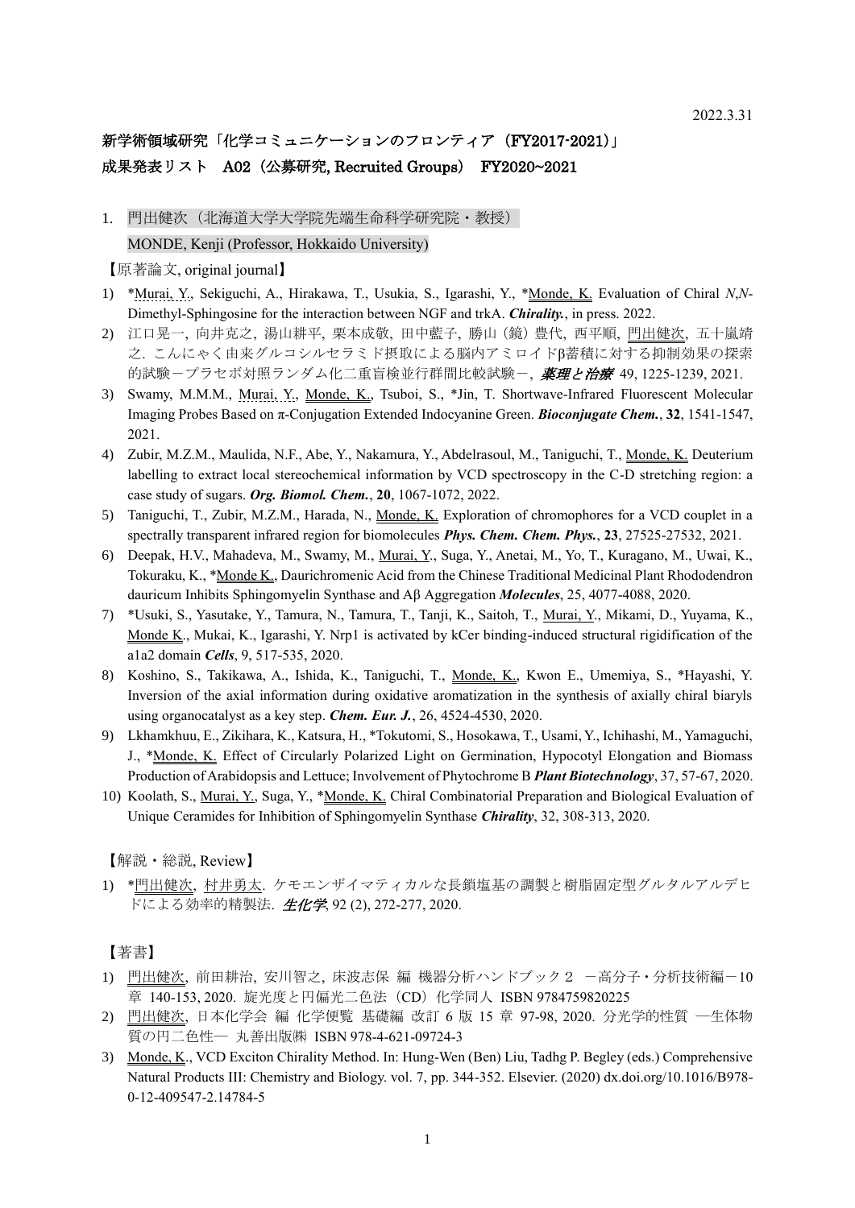2022.3.31

## 新学術領域研究「化学コミュニケーションのフロンティア（FY2017-2021）」
## 成果発表リスト　A02（公募研究, Recruited Groups） FY2020~2021

### 1. 門出健次（北海道大学大学院先端生命科学研究院・教授）
### MONDE, Kenji (Professor, Hokkaido University)

【原著論文, original journal】

1) *Murai, Y., Sekiguchi, A., Hirakawa, T., Usukia, S., Igarashi, Y., *Monde, K. Evaluation of Chiral *N*,*N*-Dimethyl-Sphingosine for the interaction between NGF and trkA. ***Chirality.***, in press. 2022.
2) 江口晃一, 向井克之, 湯山耕平, 栗本成敬, 田中藍子, 勝山（鏡）豊代, 西平順, 門出健次, 五十嵐靖之. こんにゃく由来グルコシルセラミド摂取による脳内アミロイドβ蓄積に対する抑制効果の探索的試験－プラセボ対照ランダム化二重盲検並行群間比較試験－, ***薬理と治療*** 49, 1225-1239, 2021.
3) Swamy, M.M.M., Murai, Y., Monde, K., Tsuboi, S., *Jin, T. Shortwave-Infrared Fluorescent Molecular Imaging Probes Based on π-Conjugation Extended Indocyanine Green. ***Bioconjugate Chem.***, **32**, 1541-1547, 2021.
4) Zubir, M.Z.M., Maulida, N.F., Abe, Y., Nakamura, Y., Abdelrasoul, M., Taniguchi, T., Monde, K. Deuterium labelling to extract local stereochemical information by VCD spectroscopy in the C-D stretching region: a case study of sugars. ***Org. Biomol. Chem.***, **20**, 1067-1072, 2022.
5) Taniguchi, T., Zubir, M.Z.M., Harada, N., Monde, K. Exploration of chromophores for a VCD couplet in a spectrally transparent infrared region for biomolecules ***Phys. Chem. Chem. Phys.***, **23**, 27525-27532, 2021.
6) Deepak, H.V., Mahadeva, M., Swamy, M., Murai, Y., Suga, Y., Anetai, M., Yo, T., Kuragano, M., Uwai, K., Tokuraku, K., *Monde K., Daurichromenic Acid from the Chinese Traditional Medicinal Plant Rhododendron dauricum Inhibits Sphingomyelin Synthase and Aβ Aggregation ***Molecules***, 25, 4077-4088, 2020.
7) *Usuki, S., Yasutake, Y., Tamura, N., Tamura, T., Tanji, K., Saitoh, T., Murai, Y., Mikami, D., Yuyama, K., Monde K., Mukai, K., Igarashi, Y. Nrp1 is activated by kCer binding-induced structural rigidification of the a1a2 domain ***Cells***, 9, 517-535, 2020.
8) Koshino, S., Takikawa, A., Ishida, K., Taniguchi, T., Monde, K., Kwon E., Umemiya, S., *Hayashi, Y. Inversion of the axial information during oxidative aromatization in the synthesis of axially chiral biaryls using organocatalyst as a key step. ***Chem. Eur. J.***, 26, 4524-4530, 2020.
9) Lkhamkhuu, E., Zikihara, K., Katsura, H., *Tokutomi, S., Hosokawa, T., Usami, Y., Ichihashi, M., Yamaguchi, J., *Monde, K. Effect of Circularly Polarized Light on Germination, Hypocotyl Elongation and Biomass Production of Arabidopsis and Lettuce; Involvement of Phytochrome B ***Plant Biotechnology***, 37, 57-67, 2020.
10) Koolath, S., Murai, Y., Suga, Y., *Monde, K. Chiral Combinatorial Preparation and Biological Evaluation of Unique Ceramides for Inhibition of Sphingomyelin Synthase ***Chirality***, 32, 308-313, 2020.

【解説・総説, Review】

1) *門出健次, 村井勇太. ケモエンザイマティカルな長鎖塩基の調製と樹脂固定型グルタルアルデヒドによる効率的精製法. ***生化学***, 92 (2), 272-277, 2020.

【著書】

1) 門出健次, 前田耕治, 安川智之, 床波志保 編 機器分析ハンドブック２ －高分子・分析技術編－10章 140-153, 2020. 旋光度と円偏光二色法（CD）化学同人 ISBN 9784759820225
2) 門出健次, 日本化学会 編 化学便覧 基礎編 改訂 6 版 15 章 97-98, 2020. 分光学的性質 ―生体物質の円二色性― 丸善出版㈱ ISBN 978-4-621-09724-3
3) Monde, K., VCD Exciton Chirality Method. In: Hung-Wen (Ben) Liu, Tadhg P. Begley (eds.) Comprehensive Natural Products III: Chemistry and Biology. vol. 7, pp. 344-352. Elsevier. (2020) dx.doi.org/10.1016/B978-0-12-409547-2.14784-5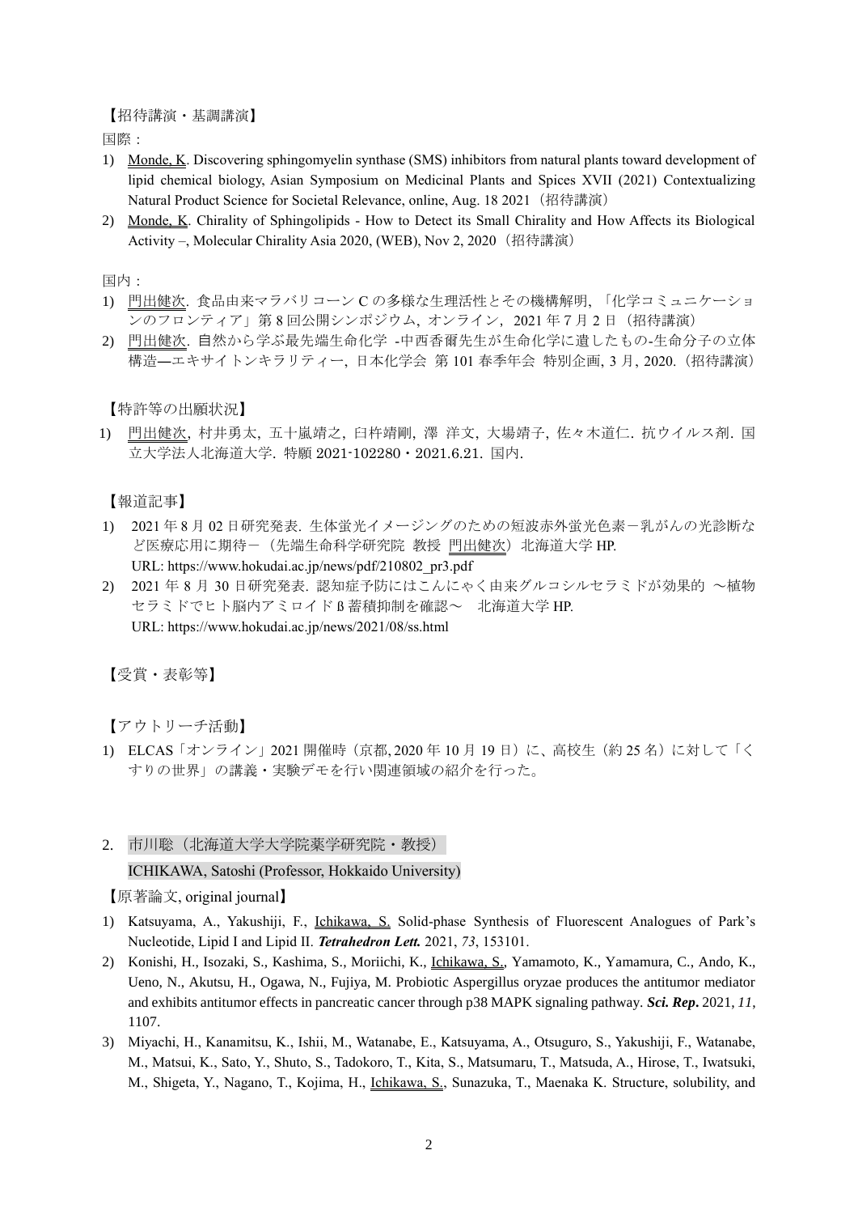【招待講演・基調講演】

国際：

1) Monde, K. Discovering sphingomyelin synthase (SMS) inhibitors from natural plants toward development of lipid chemical biology, Asian Symposium on Medicinal Plants and Spices XVII (2021) Contextualizing Natural Product Science for Societal Relevance, online, Aug. 18 2021（招待講演）
2) Monde, K. Chirality of Sphingolipids - How to Detect its Small Chirality and How Affects its Biological Activity –, Molecular Chirality Asia 2020, (WEB), Nov 2, 2020（招待講演）

国内：

1) 門出健次. 食品由来マラバリコーン C の多様な生理活性とその機構解明, 「化学コミュニケーションのフロンティア」第 8 回公開シンポジウム, オンライン, 2021 年 7 月 2 日（招待講演）
2) 門出健次. 自然から学ぶ最先端生命化学 -中西香爾先生が生命化学に遺したもの-生命分子の立体構造—エキサイトンキラリティー, 日本化学会 第 101 春季年会 特別企画, 3 月, 2020.（招待講演）

【特許等の出願状況】

1) 門出健次, 村井勇太, 五十嵐靖之, 臼杵靖剛, 澤 洋文, 大場靖子, 佐々木道仁. 抗ウイルス剤. 国立大学法人北海道大学. 特願 2021-102280・2021.6.21. 国内.

【報道記事】

1) 2021 年 8 月 02 日研究発表. 生体蛍光イメージングのための短波赤外蛍光色素－乳がんの光診断など医療応用に期待－（先端生命科学研究院 教授 門出健次）北海道大学 HP.
   URL: https://www.hokudai.ac.jp/news/pdf/210802_pr3.pdf
2) 2021 年 8 月 30 日研究発表. 認知症予防にはこんにゃく由来グルコシルセラミドが効果的 ～植物セラミドでヒト脳内アミロイド β 蓄積抑制を確認～ 北海道大学 HP.
   URL: https://www.hokudai.ac.jp/news/2021/08/ss.html

【受賞・表彰等】

【アウトリーチ活動】

1) ELCAS「オンライン」2021 開催時（京都, 2020 年 10 月 19 日）に、高校生（約 25 名）に対して「くすりの世界」の講義・実験デモを行い関連領域の紹介を行った。

2. 市川聡（北海道大学大学院薬学研究院・教授）
   ICHIKAWA, Satoshi (Professor, Hokkaido University)

【原著論文, original journal】

1) Katsuyama, A., Yakushiji, F., Ichikawa, S. Solid-phase Synthesis of Fluorescent Analogues of Park's Nucleotide, Lipid I and Lipid II. ***Tetrahedron Lett.*** 2021, *73*, 153101.
2) Konishi, H., Isozaki, S., Kashima, S., Moriichi, K., Ichikawa, S., Yamamoto, K., Yamamura, C., Ando, K., Ueno, N., Akutsu, H., Ogawa, N., Fujiya, M. Probiotic Aspergillus oryzae produces the antitumor mediator and exhibits antitumor effects in pancreatic cancer through p38 MAPK signaling pathway. ***Sci. Rep.*** 2021, *11*, 1107.
3) Miyachi, H., Kanamitsu, K., Ishii, M., Watanabe, E., Katsuyama, A., Otsuguro, S., Yakushiji, F., Watanabe, M., Matsui, K., Sato, Y., Shuto, S., Tadokoro, T., Kita, S., Matsumaru, T., Matsuda, A., Hirose, T., Iwatsuki, M., Shigeta, Y., Nagano, T., Kojima, H., Ichikawa, S., Sunazuka, T., Maenaka K. Structure, solubility, and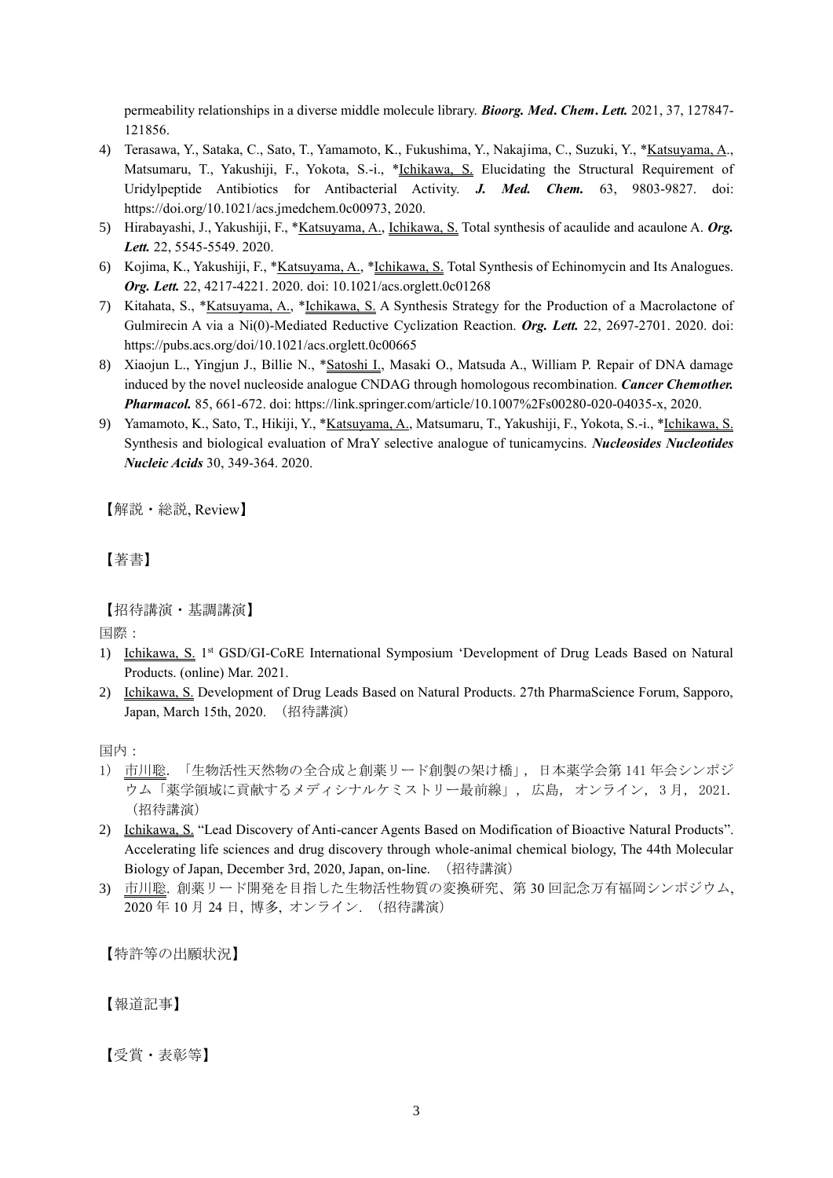permeability relationships in a diverse middle molecule library. ***Bioorg. Med. Chem. Lett.*** 2021, 37, 127847-121856.

4) Terasawa, Y., Sataka, C., Sato, T., Yamamoto, K., Fukushima, Y., Nakajima, C., Suzuki, Y., *Katsuyama, A., Matsumaru, T., Yakushiji, F., Yokota, S.-i., *Ichikawa, S. Elucidating the Structural Requirement of Uridylpeptide Antibiotics for Antibacterial Activity. ***J. Med. Chem.*** 63, 9803-9827. doi: https://doi.org/10.1021/acs.jmedchem.0c00973, 2020.
5) Hirabayashi, J., Yakushiji, F., *Katsuyama, A., Ichikawa, S. Total synthesis of acaulide and acaulone A. ***Org. Lett.*** 22, 5545-5549. 2020.
6) Kojima, K., Yakushiji, F., *Katsuyama, A., *Ichikawa, S. Total Synthesis of Echinomycin and Its Analogues. ***Org. Lett.*** 22, 4217-4221. 2020. doi: 10.1021/acs.orglett.0c01268
7) Kitahata, S., *Katsuyama, A., *Ichikawa, S. A Synthesis Strategy for the Production of a Macrolactone of Gulmirecin A via a Ni(0)-Mediated Reductive Cyclization Reaction. ***Org. Lett.*** 22, 2697-2701. 2020. doi: https://pubs.acs.org/doi/10.1021/acs.orglett.0c00665
8) Xiaojun L., Yingjun J., Billie N., *Satoshi I., Masaki O., Matsuda A., William P. Repair of DNA damage induced by the novel nucleoside analogue CNDAG through homologous recombination. ***Cancer Chemother. Pharmacol.*** 85, 661-672. doi: https://link.springer.com/article/10.1007%2Fs00280-020-04035-x, 2020.
9) Yamamoto, K., Sato, T., Hikiji, Y., *Katsuyama, A., Matsumaru, T., Yakushiji, F., Yokota, S.-i., *Ichikawa, S. Synthesis and biological evaluation of MraY selective analogue of tunicamycins. ***Nucleosides Nucleotides Nucleic Acids*** 30, 349-364. 2020.

【解説・総説, Review】

【著書】

【招待講演・基調講演】

国際：

1) Ichikawa, S. 1st GSD/GI-CoRE International Symposium 'Development of Drug Leads Based on Natural Products. (online) Mar. 2021.
2) Ichikawa, S. Development of Drug Leads Based on Natural Products. 27th PharmaScience Forum, Sapporo, Japan, March 15th, 2020. （招待講演）

国内：

1) 市川聡. 「生物活性天然物の全合成と創薬リード創製の架け橋」, 日本薬学会第 141 年会シンポジウム「薬学領域に貢献するメディシナルケミストリー最前線」, 広島, オンライン, 3 月, 2021.（招待講演）
2) Ichikawa, S. "Lead Discovery of Anti-cancer Agents Based on Modification of Bioactive Natural Products". Accelerating life sciences and drug discovery through whole-animal chemical biology, The 44th Molecular Biology of Japan, December 3rd, 2020, Japan, on-line. （招待講演）
3) 市川聡. 創薬リード開発を目指した生物活性物質の変換研究、第 30 回記念万有福岡シンポジウム, 2020 年 10 月 24 日, 博多, オンライン. （招待講演）

【特許等の出願状況】

【報道記事】

【受賞・表彰等】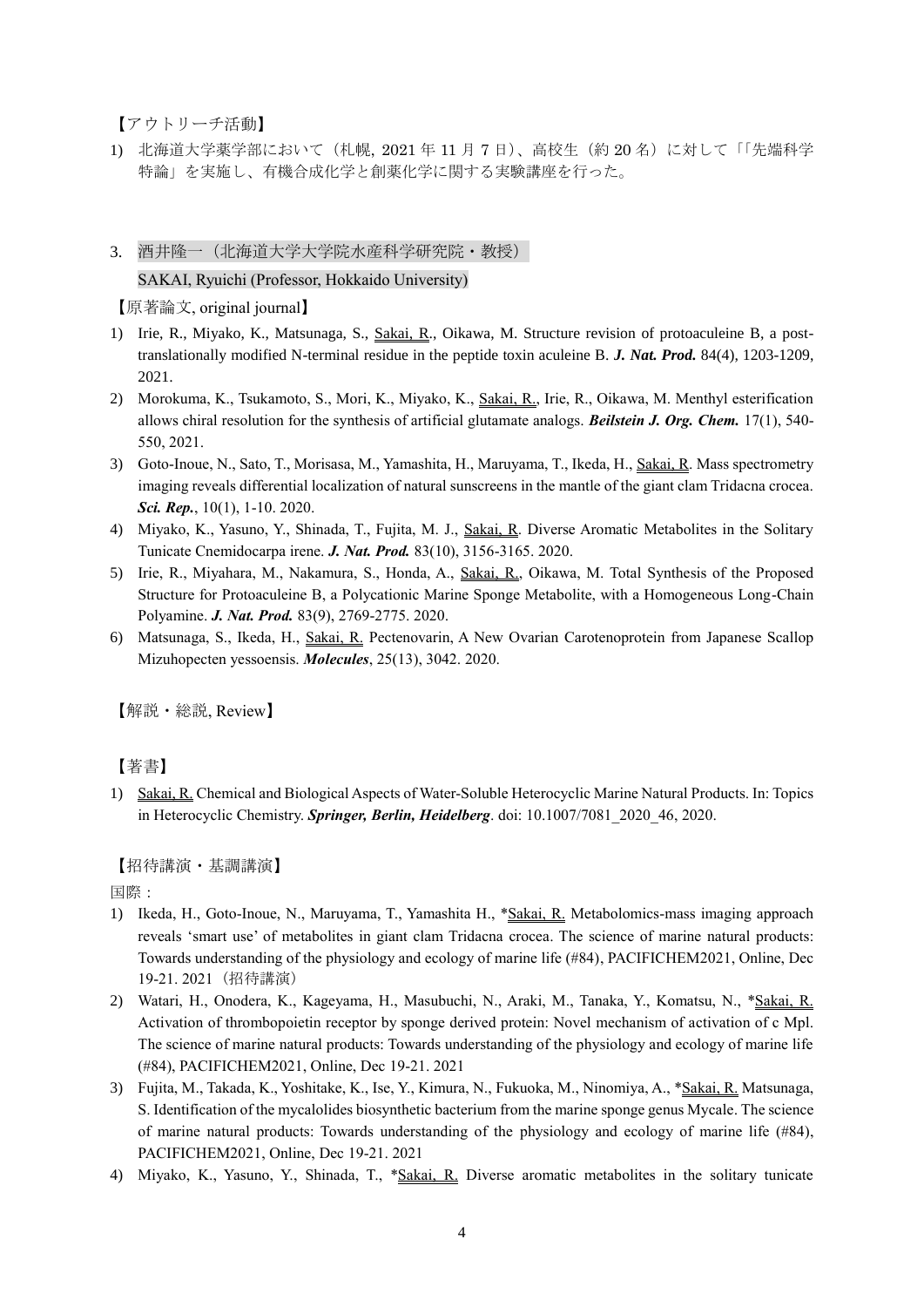【アウトリーチ活動】

1) 北海道大学薬学部において（札幌, 2021 年 11 月 7 日）、高校生（約 20 名）に対して「「先端科学特論」を実施し、有機合成化学と創薬化学に関する実験講座を行った。

3. 酒井隆一（北海道大学大学院水産科学研究院・教授）
SAKAI, Ryuichi (Professor, Hokkaido University)

【原著論文, original journal】

1) Irie, R., Miyako, K., Matsunaga, S., Sakai, R., Oikawa, M. Structure revision of protoaculeine B, a post-translationally modified N-terminal residue in the peptide toxin aculeine B. ***J. Nat. Prod.*** 84(4), 1203-1209, 2021.
2) Morokuma, K., Tsukamoto, S., Mori, K., Miyako, K., Sakai, R., Irie, R., Oikawa, M. Menthyl esterification allows chiral resolution for the synthesis of artificial glutamate analogs. ***Beilstein J. Org. Chem.*** 17(1), 540-550, 2021.
3) Goto-Inoue, N., Sato, T., Morisasa, M., Yamashita, H., Maruyama, T., Ikeda, H., Sakai, R. Mass spectrometry imaging reveals differential localization of natural sunscreens in the mantle of the giant clam Tridacna crocea. ***Sci. Rep.***, 10(1), 1-10. 2020.
4) Miyako, K., Yasuno, Y., Shinada, T., Fujita, M. J., Sakai, R. Diverse Aromatic Metabolites in the Solitary Tunicate Cnemidocarpa irene. ***J. Nat. Prod.*** 83(10), 3156-3165. 2020.
5) Irie, R., Miyahara, M., Nakamura, S., Honda, A., Sakai, R., Oikawa, M. Total Synthesis of the Proposed Structure for Protoaculeine B, a Polycationic Marine Sponge Metabolite, with a Homogeneous Long-Chain Polyamine. ***J. Nat. Prod.*** 83(9), 2769-2775. 2020.
6) Matsunaga, S., Ikeda, H., Sakai, R. Pectenovarin, A New Ovarian Carotenoprotein from Japanese Scallop Mizuhopecten yessoensis. ***Molecules***, 25(13), 3042. 2020.

【解説・総説, Review】

【著書】

1) Sakai, R. Chemical and Biological Aspects of Water-Soluble Heterocyclic Marine Natural Products. In: Topics in Heterocyclic Chemistry. ***Springer, Berlin, Heidelberg***. doi: 10.1007/7081_2020_46, 2020.

【招待講演・基調講演】

国際：

1) Ikeda, H., Goto-Inoue, N., Maruyama, T., Yamashita H., *Sakai, R. Metabolomics-mass imaging approach reveals 'smart use' of metabolites in giant clam Tridacna crocea. The science of marine natural products: Towards understanding of the physiology and ecology of marine life (#84), PACIFICHEM2021, Online, Dec 19-21. 2021（招待講演）
2) Watari, H., Onodera, K., Kageyama, H., Masubuchi, N., Araki, M., Tanaka, Y., Komatsu, N., *Sakai, R. Activation of thrombopoietin receptor by sponge derived protein: Novel mechanism of activation of c Mpl. The science of marine natural products: Towards understanding of the physiology and ecology of marine life (#84), PACIFICHEM2021, Online, Dec 19-21. 2021
3) Fujita, M., Takada, K., Yoshitake, K., Ise, Y., Kimura, N., Fukuoka, M., Ninomiya, A., *Sakai, R. Matsunaga, S. Identification of the mycalolides biosynthetic bacterium from the marine sponge genus Mycale. The science of marine natural products: Towards understanding of the physiology and ecology of marine life (#84), PACIFICHEM2021, Online, Dec 19-21. 2021
4) Miyako, K., Yasuno, Y., Shinada, T., *Sakai, R. Diverse aromatic metabolites in the solitary tunicate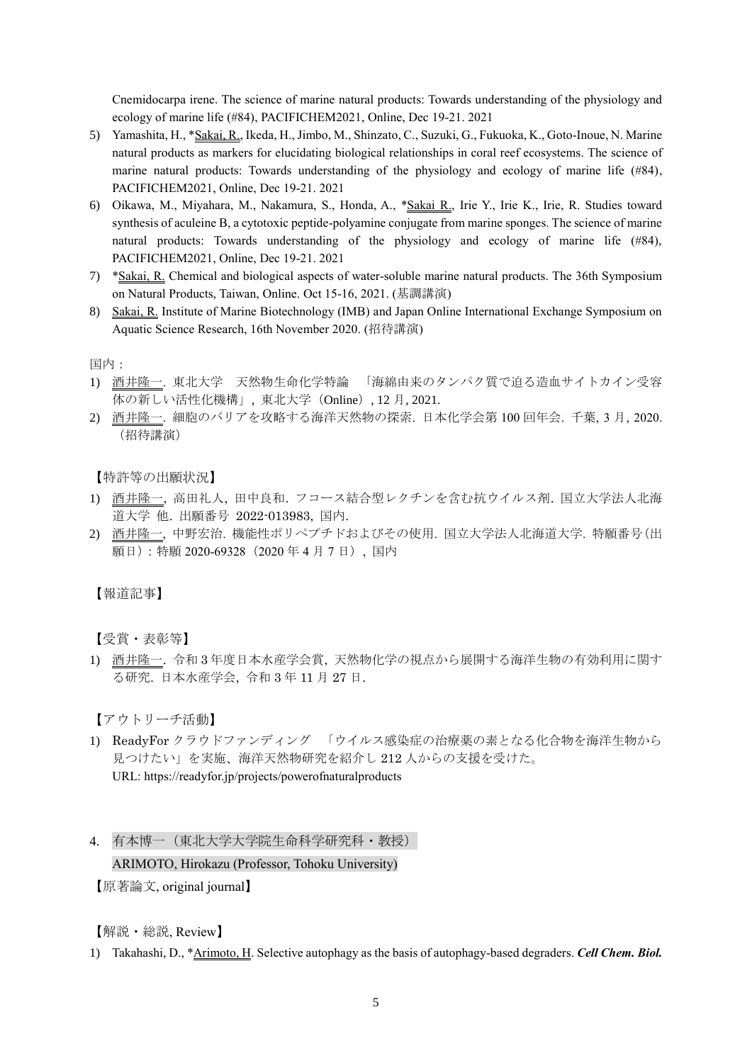Cnemidocarpa irene. The science of marine natural products: Towards understanding of the physiology and ecology of marine life (#84), PACIFICHEM2021, Online, Dec 19-21. 2021

5) Yamashita, H., *Sakai, R., Ikeda, H., Jimbo, M., Shinzato, C., Suzuki, G., Fukuoka, K., Goto-Inoue, N. Marine natural products as markers for elucidating biological relationships in coral reef ecosystems. The science of marine natural products: Towards understanding of the physiology and ecology of marine life (#84), PACIFICHEM2021, Online, Dec 19-21. 2021
6) Oikawa, M., Miyahara, M., Nakamura, S., Honda, A., *Sakai R., Irie Y., Irie K., Irie, R. Studies toward synthesis of aculeine B, a cytotoxic peptide-polyamine conjugate from marine sponges. The science of marine natural products: Towards understanding of the physiology and ecology of marine life (#84), PACIFICHEM2021, Online, Dec 19-21. 2021
7) *Sakai, R. Chemical and biological aspects of water-soluble marine natural products. The 36th Symposium on Natural Products, Taiwan, Online. Oct 15-16, 2021. (基調講演)
8) Sakai, R. Institute of Marine Biotechnology (IMB) and Japan Online International Exchange Symposium on Aquatic Science Research, 16th November 2020. (招待講演)

国内：

1) 酒井隆一. 東北大学　天然物生命化学特論　「海綿由来のタンパク質で迫る造血サイトカイン受容体の新しい活性化機構」, 東北大学（Online）, 12 月, 2021.
2) 酒井隆一. 細胞のバリアを攻略する海洋天然物の探索. 日本化学会第 100 回年会. 千葉, 3 月, 2020.（招待講演）

【特許等の出願状況】

1) 酒井隆一, 高田礼人, 田中良和. フコース結合型レクチンを含む抗ウイルス剤. 国立大学法人北海道大学 他. 出願番号 2022-013983, 国内.
2) 酒井隆一, 中野宏治. 機能性ポリペプチドおよびその使用. 国立大学法人北海道大学. 特願番号（出願日）: 特願 2020-69328（2020 年 4 月 7 日）, 国内

【報道記事】

【受賞・表彰等】

1) 酒井隆一. 令和 3 年度日本水産学会賞, 天然物化学の視点から展開する海洋生物の有効利用に関する研究. 日本水産学会, 令和 3 年 11 月 27 日.

【アウトリーチ活動】

1) ReadyFor クラウドファンディング　「ウイルス感染症の治療薬の素となる化合物を海洋生物から見つけたい」を実施、海洋天然物研究を紹介し 212 人からの支援を受けた。
URL: https://readyfor.jp/projects/powerofnaturalproducts

4. 有本博一（東北大学大学院生命科学研究科・教授）
ARIMOTO, Hirokazu (Professor, Tohoku University)

【原著論文, original journal】

【解説・総説, Review】

1) Takahashi, D., *Arimoto, H. Selective autophagy as the basis of autophagy-based degraders. ***Cell Chem. Biol.***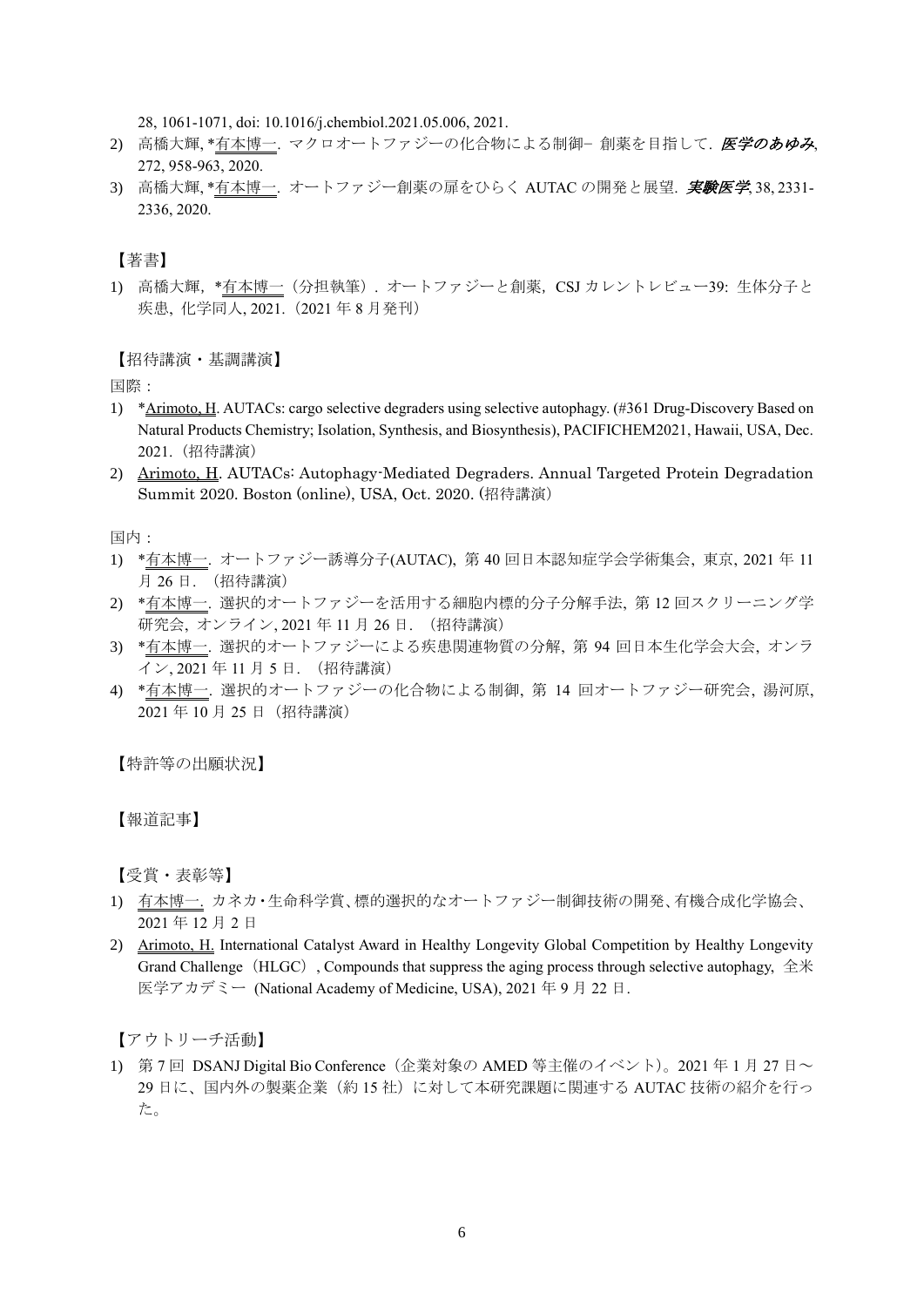28, 1061-1071, doi: 10.1016/j.chembiol.2021.05.006, 2021.

2) 高橋大輝, *有本博一. マクロオートファジーの化合物による制御− 創薬を目指して. *医学のあゆみ*, 272, 958-963, 2020.
3) 高橋大輝, *有本博一. オートファジー創薬の扉をひらく AUTAC の開発と展望. *実験医学*, 38, 2331-2336, 2020.

【著書】

1) 高橋大輝，*有本博一（分担執筆）. オートファジーと創薬，CSJ カレントレビュー39: 生体分子と疾患, 化学同人, 2021.（2021 年 8 月発刊）

【招待講演・基調講演】

国際：

1) *Arimoto, H. AUTACs: cargo selective degraders using selective autophagy. (#361 Drug-Discovery Based on Natural Products Chemistry; Isolation, Synthesis, and Biosynthesis), PACIFICHEM2021, Hawaii, USA, Dec. 2021.（招待講演）
2) Arimoto, H. AUTACs: Autophagy-Mediated Degraders. Annual Targeted Protein Degradation Summit 2020. Boston (online), USA, Oct. 2020. (招待講演)

国内：

1) *有本博一. オートファジー誘導分子(AUTAC), 第 40 回日本認知症学会学術集会, 東京, 2021 年 11 月 26 日. （招待講演）
2) *有本博一. 選択的オートファジーを活用する細胞内標的分子分解手法, 第 12 回スクリーニング学研究会, オンライン, 2021 年 11 月 26 日. （招待講演）
3) *有本博一. 選択的オートファジーによる疾患関連物質の分解, 第 94 回日本生化学会大会, オンライン, 2021 年 11 月 5 日. （招待講演）
4) *有本博一. 選択的オートファジーの化合物による制御, 第 14 回オートファジー研究会, 湯河原, 2021 年 10 月 25 日（招待講演）

【特許等の出願状況】

【報道記事】

【受賞・表彰等】

1) 有本博一. カネカ・生命科学賞、標的選択的なオートファジー制御技術の開発、有機合成化学協会、2021 年 12 月 2 日
2) Arimoto, H. International Catalyst Award in Healthy Longevity Global Competition by Healthy Longevity Grand Challenge（HLGC）, Compounds that suppress the aging process through selective autophagy, 全米医学アカデミー (National Academy of Medicine, USA), 2021 年 9 月 22 日.

【アウトリーチ活動】

1) 第 7 回 DSANJ Digital Bio Conference（企業対象の AMED 等主催のイベント）。2021 年 1 月 27 日～29 日に、国内外の製薬企業（約 15 社）に対して本研究課題に関連する AUTAC 技術の紹介を行った。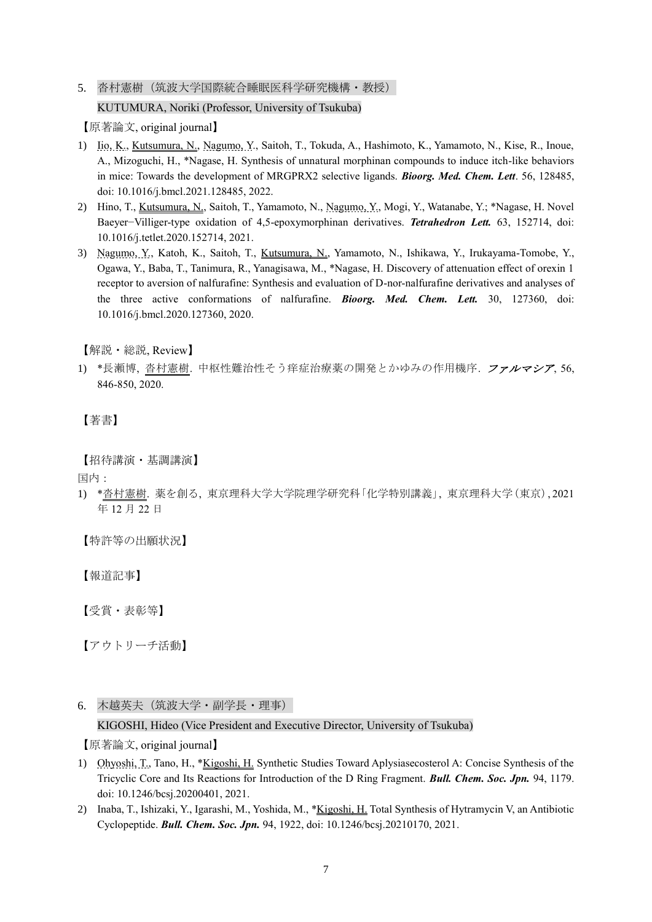5. 沓村憲樹（筑波大学国際統合睡眠医科学研究機構・教授）

KUTUMURA, Noriki (Professor, University of Tsukuba)

【原著論文, original journal】

1) Iio, K., Kutsumura, N., Nagumo, Y., Saitoh, T., Tokuda, A., Hashimoto, K., Yamamoto, N., Kise, R., Inoue, A., Mizoguchi, H., *Nagase, H. Synthesis of unnatural morphinan compounds to induce itch-like behaviors in mice: Towards the development of MRGPRX2 selective ligands. ***Bioorg. Med. Chem. Lett***. 56, 128485, doi: 10.1016/j.bmcl.2021.128485, 2022.
2) Hino, T., Kutsumura, N., Saitoh, T., Yamamoto, N., Nagumo, Y., Mogi, Y., Watanabe, Y.; *Nagase, H. Novel Baeyer−Villiger-type oxidation of 4,5-epoxymorphinan derivatives. ***Tetrahedron Lett.*** 63, 152714, doi: 10.1016/j.tetlet.2020.152714, 2021.
3) Nagumo, Y., Katoh, K., Saitoh, T., Kutsumura, N., Yamamoto, N., Ishikawa, Y., Irukayama-Tomobe, Y., Ogawa, Y., Baba, T., Tanimura, R., Yanagisawa, M., *Nagase, H. Discovery of attenuation effect of orexin 1 receptor to aversion of nalfurafine: Synthesis and evaluation of D-nor-nalfurafine derivatives and analyses of the three active conformations of nalfurafine. ***Bioorg. Med. Chem. Lett.*** 30, 127360, doi: 10.1016/j.bmcl.2020.127360, 2020.

【解説・総説, Review】

1) *長瀬博, 沓村憲樹. 中枢性難治性そう痒症治療薬の開発とかゆみの作用機序. ***ファルマシア***, 56, 846-850, 2020.

【著書】

【招待講演・基調講演】

国内：

1) *沓村憲樹. 薬を創る, 東京理科大学大学院理学研究科「化学特別講義」, 東京理科大学（東京）, 2021年12月22日

【特許等の出願状況】

【報道記事】

【受賞・表彰等】

【アウトリーチ活動】

6. 木越英夫（筑波大学・副学長・理事）

KIGOSHI, Hideo (Vice President and Executive Director, University of Tsukuba)

【原著論文, original journal】

1) Ohyoshi, T., Tano, H., *Kigoshi, H. Synthetic Studies Toward Aplysiasecosterol A: Concise Synthesis of the Tricyclic Core and Its Reactions for Introduction of the D Ring Fragment. ***Bull. Chem. Soc. Jpn.*** 94, 1179. doi: 10.1246/bcsj.20200401, 2021.
2) Inaba, T., Ishizaki, Y., Igarashi, M., Yoshida, M., *Kigoshi, H. Total Synthesis of Hytramycin V, an Antibiotic Cyclopeptide. ***Bull. Chem. Soc. Jpn.*** 94, 1922, doi: 10.1246/bcsj.20210170, 2021.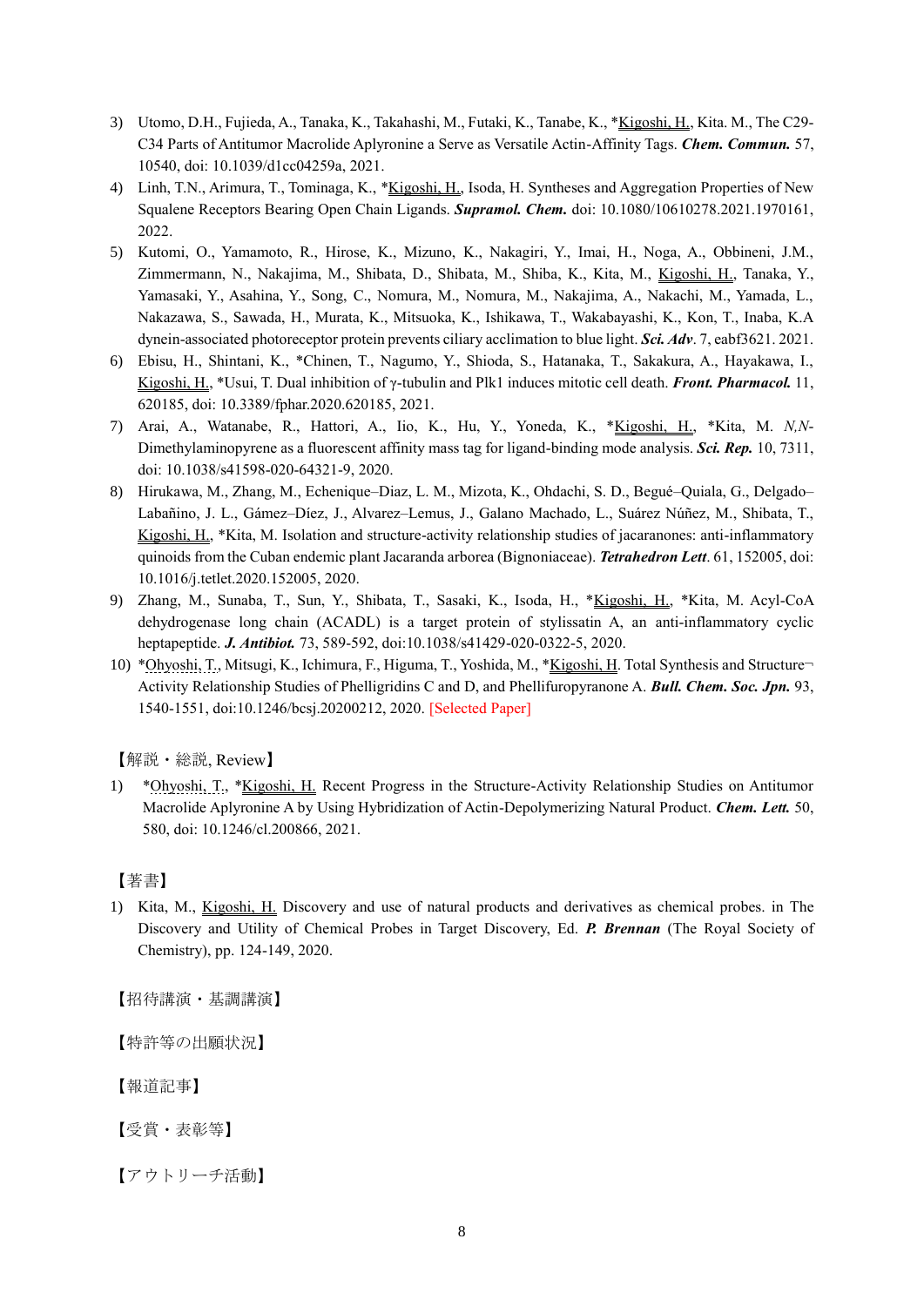3) Utomo, D.H., Fujieda, A., Tanaka, K., Takahashi, M., Futaki, K., Tanabe, K., *Kigoshi, H., Kita. M., The C29-C34 Parts of Antitumor Macrolide Aplyronine a Serve as Versatile Actin-Affinity Tags. ***Chem. Commun.*** 57, 10540, doi: 10.1039/d1cc04259a, 2021.
4) Linh, T.N., Arimura, T., Tominaga, K., *Kigoshi, H., Isoda, H. Syntheses and Aggregation Properties of New Squalene Receptors Bearing Open Chain Ligands. ***Supramol. Chem.*** doi: 10.1080/10610278.2021.1970161, 2022.
5) Kutomi, O., Yamamoto, R., Hirose, K., Mizuno, K., Nakagiri, Y., Imai, H., Noga, A., Obbineni, J.M., Zimmermann, N., Nakajima, M., Shibata, D., Shibata, M., Shiba, K., Kita, M., Kigoshi, H., Tanaka, Y., Yamasaki, Y., Asahina, Y., Song, C., Nomura, M., Nomura, M., Nakajima, A., Nakachi, M., Yamada, L., Nakazawa, S., Sawada, H., Murata, K., Mitsuoka, K., Ishikawa, T., Wakabayashi, K., Kon, T., Inaba, K.A dynein-associated photoreceptor protein prevents ciliary acclimation to blue light. ***Sci. Adv***. 7, eabf3621. 2021.
6) Ebisu, H., Shintani, K., *Chinen, T., Nagumo, Y., Shioda, S., Hatanaka, T., Sakakura, A., Hayakawa, I., Kigoshi, H., *Usui, T. Dual inhibition of γ-tubulin and Plk1 induces mitotic cell death. ***Front. Pharmacol.*** 11, 620185, doi: 10.3389/fphar.2020.620185, 2021.
7) Arai, A., Watanabe, R., Hattori, A., Iio, K., Hu, Y., Yoneda, K., *Kigoshi, H., *Kita, M. *N,N*-Dimethylaminopyrene as a fluorescent affinity mass tag for ligand-binding mode analysis. ***Sci. Rep.*** 10, 7311, doi: 10.1038/s41598-020-64321-9, 2020.
8) Hirukawa, M., Zhang, M., Echenique–Diaz, L. M., Mizota, K., Ohdachi, S. D., Begué–Quiala, G., Delgado–Labañino, J. L., Gámez–Díez, J., Alvarez–Lemus, J., Galano Machado, L., Suárez Núñez, M., Shibata, T., Kigoshi, H., *Kita, M. Isolation and structure-activity relationship studies of jacaranones: anti-inflammatory quinoids from the Cuban endemic plant Jacaranda arborea (Bignoniaceae). ***Tetrahedron Lett***. 61, 152005, doi: 10.1016/j.tetlet.2020.152005, 2020.
9) Zhang, M., Sunaba, T., Sun, Y., Shibata, T., Sasaki, K., Isoda, H., *Kigoshi, H., *Kita, M. Acyl-CoA dehydrogenase long chain (ACADL) is a target protein of stylissatin A, an anti-inflammatory cyclic heptapeptide. ***J. Antibiot.*** 73, 589-592, doi:10.1038/s41429-020-0322-5, 2020.
10) *Ohyoshi, T., Mitsugi, K., Ichimura, F., Higuma, T., Yoshida, M., *Kigoshi, H. Total Synthesis and Structure¬Activity Relationship Studies of Phelligridins C and D, and Phellifuropyranone A. ***Bull. Chem. Soc. Jpn.*** 93, 1540-1551, doi:10.1246/bcsj.20200212, 2020. [Selected Paper]

【解説・総説, Review】

1) *Ohyoshi, T., *Kigoshi, H. Recent Progress in the Structure-Activity Relationship Studies on Antitumor Macrolide Aplyronine A by Using Hybridization of Actin-Depolymerizing Natural Product. ***Chem. Lett.*** 50, 580, doi: 10.1246/cl.200866, 2021.

【著書】

1) Kita, M., Kigoshi, H. Discovery and use of natural products and derivatives as chemical probes. in The Discovery and Utility of Chemical Probes in Target Discovery, Ed. ***P. Brennan*** (The Royal Society of Chemistry), pp. 124-149, 2020.

【招待講演・基調講演】

【特許等の出願状況】

【報道記事】

【受賞・表彰等】

【アウトリーチ活動】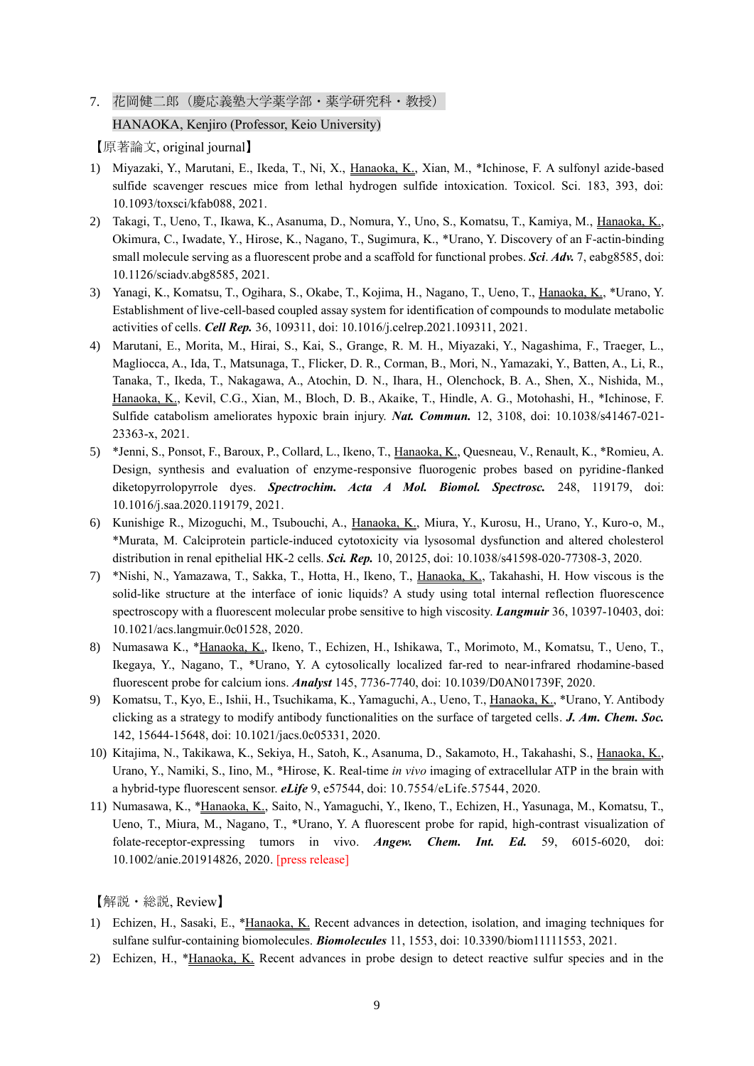7. 花岡健二郎（慶応義塾大学薬学部・薬学研究科・教授）

HANAOKA, Kenjiro (Professor, Keio University)

【原著論文, original journal】

1) Miyazaki, Y., Marutani, E., Ikeda, T., Ni, X., Hanaoka, K., Xian, M., *Ichinose, F. A sulfonyl azide-based sulfide scavenger rescues mice from lethal hydrogen sulfide intoxication. Toxicol. Sci. 183, 393, doi: 10.1093/toxsci/kfab088, 2021.
2) Takagi, T., Ueno, T., Ikawa, K., Asanuma, D., Nomura, Y., Uno, S., Komatsu, T., Kamiya, M., Hanaoka, K., Okimura, C., Iwadate, Y., Hirose, K., Nagano, T., Sugimura, K., *Urano, Y. Discovery of an F-actin-binding small molecule serving as a fluorescent probe and a scaffold for functional probes. ***Sci. Adv.*** 7, eabg8585, doi: 10.1126/sciadv.abg8585, 2021.
3) Yanagi, K., Komatsu, T., Ogihara, S., Okabe, T., Kojima, H., Nagano, T., Ueno, T., Hanaoka, K., *Urano, Y. Establishment of live-cell-based coupled assay system for identification of compounds to modulate metabolic activities of cells. ***Cell Rep.*** 36, 109311, doi: 10.1016/j.celrep.2021.109311, 2021.
4) Marutani, E., Morita, M., Hirai, S., Kai, S., Grange, R. M. H., Miyazaki, Y., Nagashima, F., Traeger, L., Magliocca, A., Ida, T., Matsunaga, T., Flicker, D. R., Corman, B., Mori, N., Yamazaki, Y., Batten, A., Li, R., Tanaka, T., Ikeda, T., Nakagawa, A., Atochin, D. N., Ihara, H., Olenchock, B. A., Shen, X., Nishida, M., Hanaoka, K., Kevil, C.G., Xian, M., Bloch, D. B., Akaike, T., Hindle, A. G., Motohashi, H., *Ichinose, F. Sulfide catabolism ameliorates hypoxic brain injury. ***Nat. Commun.*** 12, 3108, doi: 10.1038/s41467-021-23363-x, 2021.
5) *Jenni, S., Ponsot, F., Baroux, P., Collard, L., Ikeno, T., Hanaoka, K., Quesneau, V., Renault, K., *Romieu, A. Design, synthesis and evaluation of enzyme-responsive fluorogenic probes based on pyridine-flanked diketopyrrolopyrrole dyes. ***Spectrochim. Acta A Mol. Biomol. Spectrosc.*** 248, 119179, doi: 10.1016/j.saa.2020.119179, 2021.
6) Kunishige R., Mizoguchi, M., Tsubouchi, A., Hanaoka, K., Miura, Y., Kurosu, H., Urano, Y., Kuro-o, M., *Murata, M. Calciprotein particle-induced cytotoxicity via lysosomal dysfunction and altered cholesterol distribution in renal epithelial HK-2 cells. ***Sci. Rep.*** 10, 20125, doi: 10.1038/s41598-020-77308-3, 2020.
7) *Nishi, N., Yamazawa, T., Sakka, T., Hotta, H., Ikeno, T., Hanaoka, K., Takahashi, H. How viscous is the solid-like structure at the interface of ionic liquids? A study using total internal reflection fluorescence spectroscopy with a fluorescent molecular probe sensitive to high viscosity. ***Langmuir*** 36, 10397-10403, doi: 10.1021/acs.langmuir.0c01528, 2020.
8) Numasawa K., *Hanaoka, K., Ikeno, T., Echizen, H., Ishikawa, T., Morimoto, M., Komatsu, T., Ueno, T., Ikegaya, Y., Nagano, T., *Urano, Y. A cytosolically localized far-red to near-infrared rhodamine-based fluorescent probe for calcium ions. ***Analyst*** 145, 7736-7740, doi: 10.1039/D0AN01739F, 2020.
9) Komatsu, T., Kyo, E., Ishii, H., Tsuchikama, K., Yamaguchi, A., Ueno, T., Hanaoka, K., *Urano, Y. Antibody clicking as a strategy to modify antibody functionalities on the surface of targeted cells. ***J. Am. Chem. Soc.*** 142, 15644-15648, doi: 10.1021/jacs.0c05331, 2020.
10) Kitajima, N., Takikawa, K., Sekiya, H., Satoh, K., Asanuma, D., Sakamoto, H., Takahashi, S., Hanaoka, K., Urano, Y., Namiki, S., Iino, M., *Hirose, K. Real-time *in vivo* imaging of extracellular ATP in the brain with a hybrid-type fluorescent sensor. ***eLife*** 9, e57544, doi: 10.7554/eLife.57544, 2020.
11) Numasawa, K., *Hanaoka, K., Saito, N., Yamaguchi, Y., Ikeno, T., Echizen, H., Yasunaga, M., Komatsu, T., Ueno, T., Miura, M., Nagano, T., *Urano, Y. A fluorescent probe for rapid, high-contrast visualization of folate-receptor-expressing tumors in vivo. ***Angew. Chem. Int. Ed.*** 59, 6015-6020, doi: 10.1002/anie.201914826, 2020. [press release]

【解説・総説, Review】

1) Echizen, H., Sasaki, E., *Hanaoka, K. Recent advances in detection, isolation, and imaging techniques for sulfane sulfur-containing biomolecules. ***Biomolecules*** 11, 1553, doi: 10.3390/biom11111553, 2021.
2) Echizen, H., *Hanaoka, K. Recent advances in probe design to detect reactive sulfur species and in the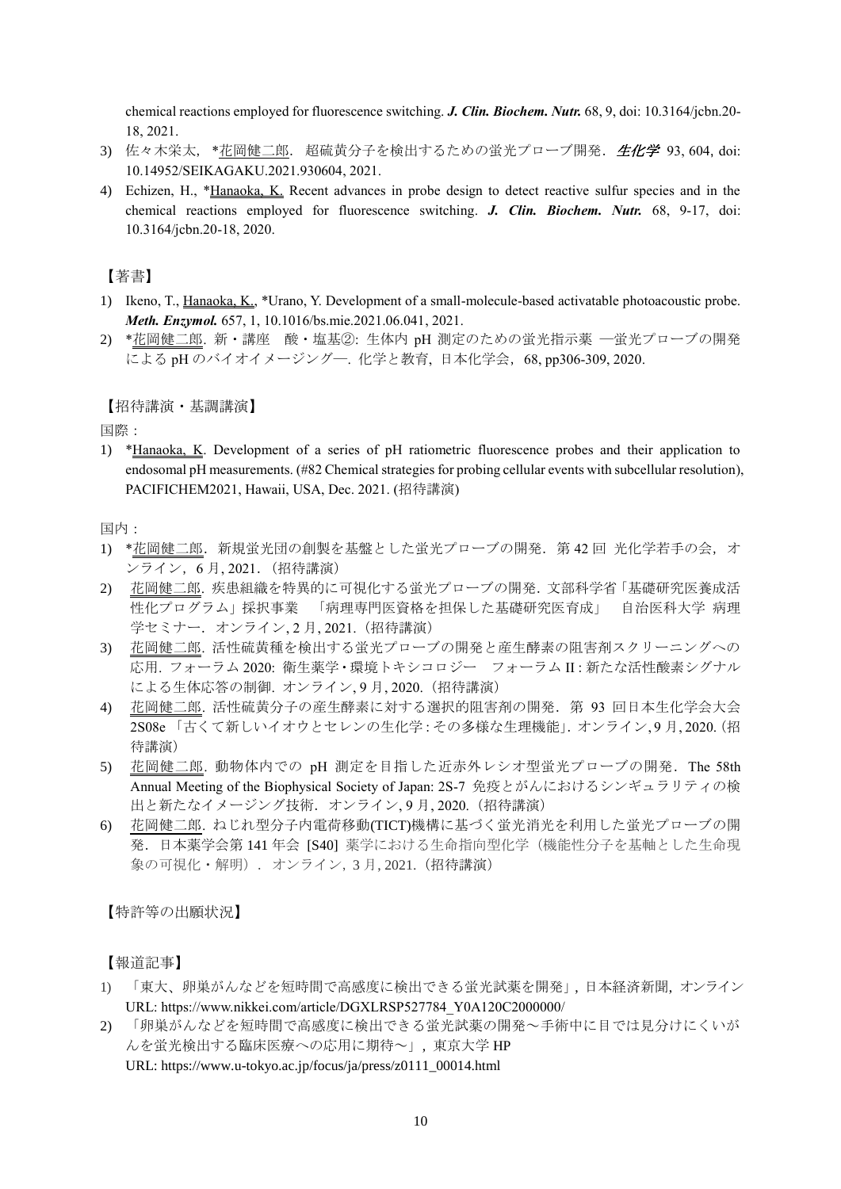chemical reactions employed for fluorescence switching. ***J. Clin. Biochem. Nutr.*** 68, 9, doi: 10.3164/jcbn.20-18, 2021.

3) 佐々木栄太, \*花岡健二郎. 超硫黄分子を検出するための蛍光プローブ開発. ***生化学*** 93, 604, doi: 10.14952/SEIKAGAKU.2021.930604, 2021.
4) Echizen, H., \*Hanaoka, K. Recent advances in probe design to detect reactive sulfur species and in the chemical reactions employed for fluorescence switching. ***J. Clin. Biochem. Nutr.*** 68, 9-17, doi: 10.3164/jcbn.20-18, 2020.

【著書】

1) Ikeno, T., Hanaoka, K., \*Urano, Y. Development of a small-molecule-based activatable photoacoustic probe. ***Meth. Enzymol.*** 657, 1, 10.1016/bs.mie.2021.06.041, 2021.
2) \*花岡健二郎. 新・講座　酸・塩基②: 生体内 pH 測定のための蛍光指示薬 ―蛍光プローブの開発による pH のバイオイメージング―. 化学と教育, 日本化学会, 68, pp306-309, 2020.

【招待講演・基調講演】

国際：

1) \*Hanaoka, K. Development of a series of pH ratiometric fluorescence probes and their application to endosomal pH measurements. (#82 Chemical strategies for probing cellular events with subcellular resolution), PACIFICHEM2021, Hawaii, USA, Dec. 2021. (招待講演)

国内：

1) \*花岡健二郎. 新規蛍光団の創製を基盤とした蛍光プローブの開発. 第 42 回 光化学若手の会, オンライン, 6 月, 2021.（招待講演）
2) 花岡健二郎. 疾患組織を特異的に可視化する蛍光プローブの開発. 文部科学省「基礎研究医養成活性化プログラム」採択事業　「病理専門医資格を担保した基礎研究医育成」　自治医科大学 病理学セミナー. オンライン, 2 月, 2021.（招待講演）
3) 花岡健二郎. 活性硫黄種を検出する蛍光プローブの開発と産生酵素の阻害剤スクリーニングへの応用. フォーラム 2020: 衛生薬学・環境トキシコロジー　フォーラム II : 新たな活性酸素シグナルによる生体応答の制御. オンライン, 9 月, 2020.（招待講演）
4) 花岡健二郎. 活性硫黄分子の産生酵素に対する選択的阻害剤の開発. 第 93 回日本生化学会大会 2S08e 「古くて新しいイオウとセレンの生化学 : その多様な生理機能」. オンライン, 9 月, 2020.（招待講演）
5) 花岡健二郎. 動物体内での pH 測定を目指した近赤外レシオ型蛍光プローブの開発. The 58th Annual Meeting of the Biophysical Society of Japan: 2S-7 免疫とがんにおけるシンギュラリティの検出と新たなイメージング技術. オンライン, 9 月, 2020.（招待講演）
6) 花岡健二郎. ねじれ型分子内電荷移動(TICT)機構に基づく蛍光消光を利用した蛍光プローブの開発. 日本薬学会第 141 年会 [S40] 薬学における生命指向型化学（機能性分子を基軸とした生命現象の可視化・解明）. オンライン, 3 月, 2021.（招待講演）

【特許等の出願状況】

【報道記事】

1) 「東大、卵巣がんなどを短時間で高感度に検出できる蛍光試薬を開発」, 日本経済新聞, オンライン URL: https://www.nikkei.com/article/DGXLRSP527784_Y0A120C2000000/
2) 「卵巣がんなどを短時間で高感度に検出できる蛍光試薬の開発〜手術中に目では見分けにくいがんを蛍光検出する臨床医療への応用に期待〜」, 東京大学 HP URL: https://www.u-tokyo.ac.jp/focus/ja/press/z0111_00014.html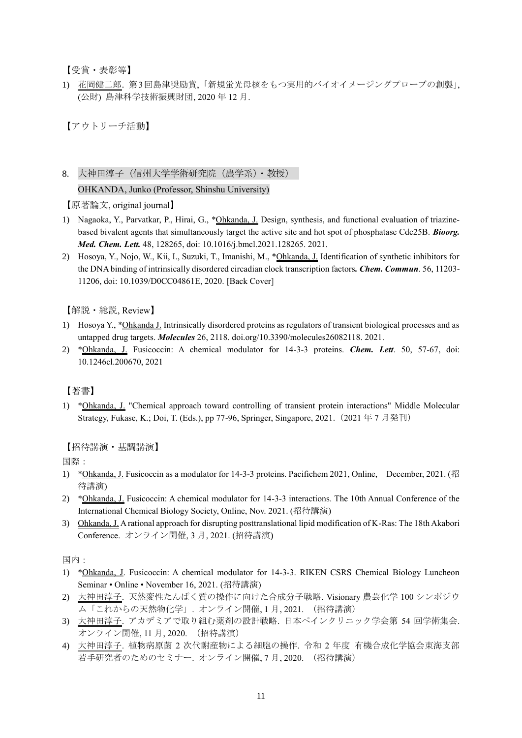【受賞・表彰等】

1) 花岡健二郎. 第3回島津奨励賞,「新規蛍光母核をもつ実用的バイオイメージングプローブの創製」, (公財) 島津科学技術振興財団, 2020 年 12 月.

【アウトリーチ活動】

8. 大神田淳子（信州大学学術研究院（農学系）・教授）

OHKANDA, Junko (Professor, Shinshu University)

【原著論文, original journal】

1) Nagaoka, Y., Parvatkar, P., Hirai, G., *Ohkanda, J. Design, synthesis, and functional evaluation of triazine-based bivalent agents that simultaneously target the active site and hot spot of phosphatase Cdc25B. ***Bioorg. Med. Chem. Lett.*** 48, 128265, doi: 10.1016/j.bmcl.2021.128265. 2021.
2) Hosoya, Y., Nojo, W., Kii, I., Suzuki, T., Imanishi, M., *Ohkanda, J. Identification of synthetic inhibitors for the DNA binding of intrinsically disordered circadian clock transcription factors**.** ***Chem. Commun***. 56, 11203-11206, doi: 10.1039/D0CC04861E, 2020. [Back Cover]

【解説・総説, Review】

1) Hosoya Y., *Ohkanda J. Intrinsically disordered proteins as regulators of transient biological processes and as untapped drug targets. ***Molecules*** 26, 2118. doi.org/10.3390/molecules26082118. 2021.
2) *Ohkanda, J. Fusicoccin: A chemical modulator for 14-3-3 proteins. ***Chem. Lett***. 50, 57-67, doi: 10.1246cl.200670, 2021

【著書】

1) *Ohkanda, J. "Chemical approach toward controlling of transient protein interactions" Middle Molecular Strategy, Fukase, K.; Doi, T. (Eds.), pp 77-96, Springer, Singapore, 2021.（2021 年 7 月発刊）

【招待講演・基調講演】

国際：

1) *Ohkanda, J. Fusicoccin as a modulator for 14-3-3 proteins. Pacifichem 2021, Online,　December, 2021. (招待講演)
2) *Ohkanda, J. Fusicoccin: A chemical modulator for 14-3-3 interactions. The 10th Annual Conference of the International Chemical Biology Society, Online, Nov. 2021. (招待講演)
3) Ohkanda, J. A rational approach for disrupting posttranslational lipid modification of K-Ras: The 18th Akabori Conference. オンライン開催, 3 月, 2021. (招待講演)

国内：

1) *Ohkanda, J. Fusicoccin: A chemical modulator for 14-3-3. RIKEN CSRS Chemical Biology Luncheon Seminar • Online • November 16, 2021. (招待講演)
2) 大神田淳子. 天然変性たんぱく質の操作に向けた合成分子戦略. Visionary 農芸化学 100 シンポジウム「これからの天然物化学」. オンライン開催, 1 月, 2021. （招待講演）
3) 大神田淳子. アカデミアで取り組む薬剤の設計戦略. 日本ペインクリニック学会第 54 回学術集会. オンライン開催, 11 月, 2020. （招待講演）
4) 大神田淳子. 植物病原菌 2 次代謝産物による細胞の操作. 令和 2 年度 有機合成化学協会東海支部若手研究者のためのセミナー. オンライン開催, 7 月, 2020. （招待講演）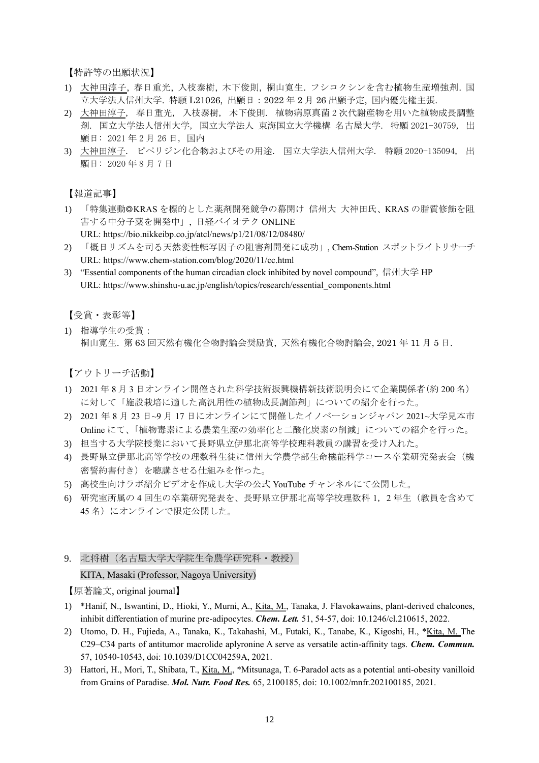【特許等の出願状況】

1) 大神田淳子, 春日重光, 入枝泰樹, 木下俊則, 桐山寛生. フシコクシンを含む植物生産増強剤. 国立大学法人信州大学. 特願 L21026, 出願日：2022 年 2 月 26 出願予定, 国内優先権主張.
2) 大神田淳子, 春日重光, 入枝泰樹, 木下俊則. 植物病原真菌 2 次代謝産物を用いた植物成長調整剤. 国立大学法人信州大学, 国立大学法人 東海国立大学機構 名古屋大学. 特願 2021-30759, 出願日: 2021 年 2 月 26 日, 国内
3) 大神田淳子. ピペリジン化合物およびその用途. 国立大学法人信州大学. 特願 2020-135094, 出願日: 2020 年 8 月 7 日

【報道記事】

1) 「特集連動◎KRAS を標的とした薬剤開発競争の幕開け 信州大 大神田氏、KRAS の脂質修飾を阻害する中分子薬を開発中」, 日経バイオテク ONLINE
   URL: https://bio.nikkeibp.co.jp/atcl/news/p1/21/08/12/08480/
2) 「概日リズムを司る天然変性転写因子の阻害剤開発に成功」, Chem-Station スポットライトリサーチ
   URL: https://www.chem-station.com/blog/2020/11/cc.html
3) "Essential components of the human circadian clock inhibited by novel compound", 信州大学 HP
   URL: https://www.shinshu-u.ac.jp/english/topics/research/essential_components.html

【受賞・表彰等】

1) 指導学生の受賞：
   桐山寛生. 第 63 回天然有機化合物討論会奨励賞, 天然有機化合物討論会, 2021 年 11 月 5 日.

【アウトリーチ活動】

1) 2021 年 8 月 3 日オンライン開催された科学技術振興機構新技術説明会にて企業関係者(約 200 名）に対して「施設栽培に適した高汎用性の植物成長調節剤」についての紹介を行った。
2) 2021 年 8 月 23 日~9 月 17 日にオンラインにて開催したイノベーションジャパン 2021~大学見本市 Online にて、「植物毒素による農業生産の効率化と二酸化炭素の削減」についての紹介を行った。
3) 担当する大学院授業において長野県立伊那北高等学校理科教員の講習を受け入れた。
4) 長野県立伊那北高等学校の理数科生徒に信州大学農学部生命機能科学コース卒業研究発表会（機密誓約書付き）を聴講させる仕組みを作った。
5) 高校生向けラボ紹介ビデオを作成し大学の公式 YouTube チャンネルにて公開した。
6) 研究室所属の 4 回生の卒業研究発表を、長野県立伊那北高等学校理数科 1，2 年生（教員を含めて 45 名）にオンラインで限定公開した。

## 9. 北将樹（名古屋大学大学院生命農学研究科・教授）

KITA, Masaki (Professor, Nagoya University)

【原著論文, original journal】

1) *Hanif, N., Iswantini, D., Hioki, Y., Murni, A., Kita, M., Tanaka, J. Flavokawains, plant-derived chalcones, inhibit differentiation of murine pre-adipocytes. ***Chem. Lett.*** 51, 54-57, doi: 10.1246/cl.210615, 2022.
2) Utomo, D. H., Fujieda, A., Tanaka, K., Takahashi, M., Futaki, K., Tanabe, K., Kigoshi, H., *Kita, M. The C29–C34 parts of antitumor macrolide aplyronine A serve as versatile actin-affinity tags. ***Chem. Commun.*** 57, 10540-10543, doi: 10.1039/D1CC04259A, 2021.
3) Hattori, H., Mori, T., Shibata, T., Kita, M., *Mitsunaga, T. 6-Paradol acts as a potential anti-obesity vanilloid from Grains of Paradise. ***Mol. Nutr. Food Res.*** 65, 2100185, doi: 10.1002/mnfr.202100185, 2021.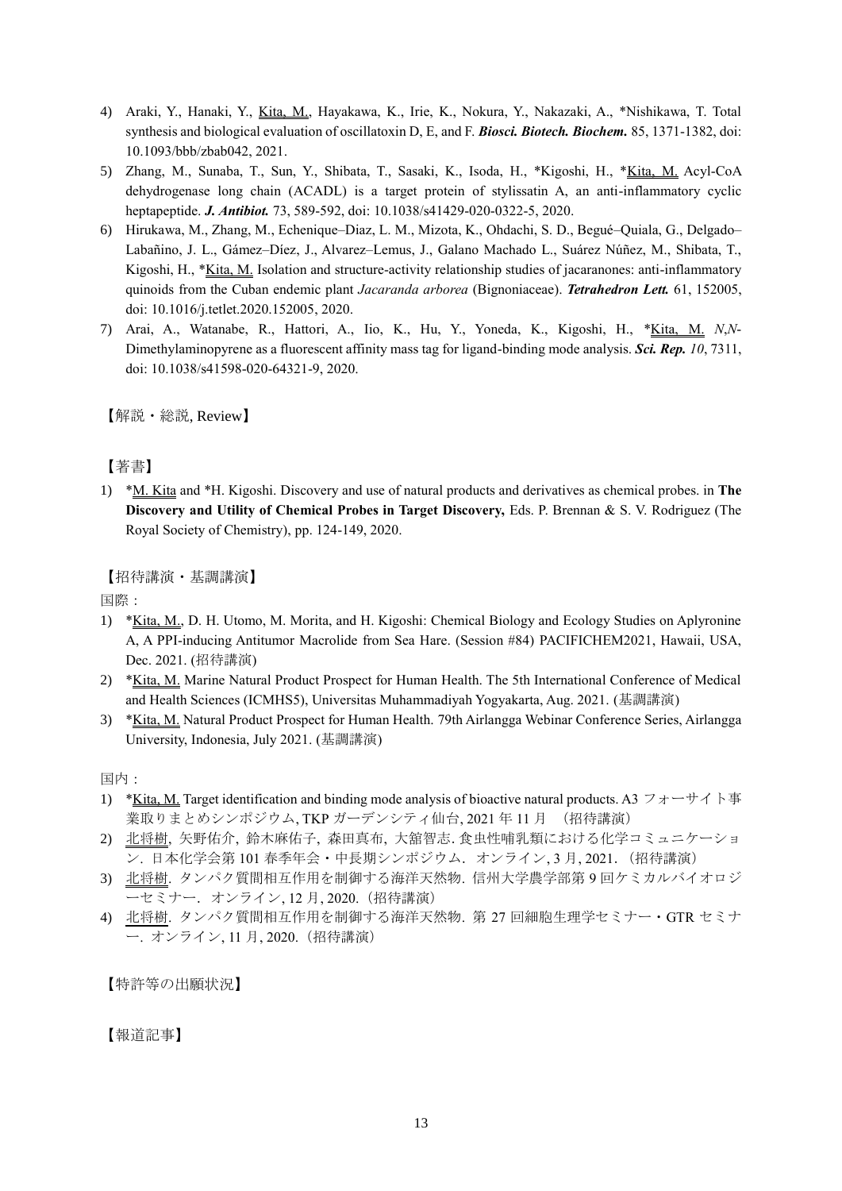4) Araki, Y., Hanaki, Y., Kita, M., Hayakawa, K., Irie, K., Nokura, Y., Nakazaki, A., *Nishikawa, T. Total synthesis and biological evaluation of oscillatoxin D, E, and F. ***Biosci. Biotech. Biochem.*** 85, 1371-1382, doi: 10.1093/bbb/zbab042, 2021.
5) Zhang, M., Sunaba, T., Sun, Y., Shibata, T., Sasaki, K., Isoda, H., *Kigoshi, H., *Kita, M. Acyl-CoA dehydrogenase long chain (ACADL) is a target protein of stylissatin A, an anti-inflammatory cyclic heptapeptide. ***J. Antibiot.*** 73, 589-592, doi: 10.1038/s41429-020-0322-5, 2020.
6) Hirukawa, M., Zhang, M., Echenique–Diaz, L. M., Mizota, K., Ohdachi, S. D., Begué–Quiala, G., Delgado–Labañino, J. L., Gámez–Díez, J., Alvarez–Lemus, J., Galano Machado L., Suárez Núñez, M., Shibata, T., Kigoshi, H., *Kita, M. Isolation and structure-activity relationship studies of jacaranones: anti-inflammatory quinoids from the Cuban endemic plant *Jacaranda arborea* (Bignoniaceae). ***Tetrahedron Lett.*** 61, 152005, doi: 10.1016/j.tetlet.2020.152005, 2020.
7) Arai, A., Watanabe, R., Hattori, A., Iio, K., Hu, Y., Yoneda, K., Kigoshi, H., *Kita, M. *N*,*N*-Dimethylaminopyrene as a fluorescent affinity mass tag for ligand-binding mode analysis. ***Sci. Rep.*** *10*, 7311, doi: 10.1038/s41598-020-64321-9, 2020.

【解説・総説, Review】

【著書】

1) *M. Kita and *H. Kigoshi. Discovery and use of natural products and derivatives as chemical probes. in **The Discovery and Utility of Chemical Probes in Target Discovery,** Eds. P. Brennan & S. V. Rodriguez (The Royal Society of Chemistry), pp. 124-149, 2020.

【招待講演・基調講演】

国際：

1) *Kita, M., D. H. Utomo, M. Morita, and H. Kigoshi: Chemical Biology and Ecology Studies on Aplyronine A, A PPI-inducing Antitumor Macrolide from Sea Hare. (Session #84) PACIFICHEM2021, Hawaii, USA, Dec. 2021. (招待講演)
2) *Kita, M. Marine Natural Product Prospect for Human Health. The 5th International Conference of Medical and Health Sciences (ICMHS5), Universitas Muhammadiyah Yogyakarta, Aug. 2021. (基調講演)
3) *Kita, M. Natural Product Prospect for Human Health. 79th Airlangga Webinar Conference Series, Airlangga University, Indonesia, July 2021. (基調講演)

国内：

1) *Kita, M. Target identification and binding mode analysis of bioactive natural products. A3 フォーサイト事業取りまとめシンポジウム, TKP ガーデンシティ仙台, 2021 年 11 月　（招待講演）
2) 北将樹, 矢野佑介, 鈴木麻佑子, 森田真布, 大舘智志. 食虫性哺乳類における化学コミュニケーション．日本化学会第 101 春季年会・中長期シンポジウム．オンライン, 3 月, 2021. （招待講演）
3) 北将樹. タンパク質間相互作用を制御する海洋天然物．信州大学農学部第 9 回ケミカルバイオロジーセミナー．オンライン, 12 月, 2020.（招待講演）
4) 北将樹. タンパク質間相互作用を制御する海洋天然物．第 27 回細胞生理学セミナー・GTR セミナー．オンライン, 11 月, 2020.（招待講演）

【特許等の出願状況】

【報道記事】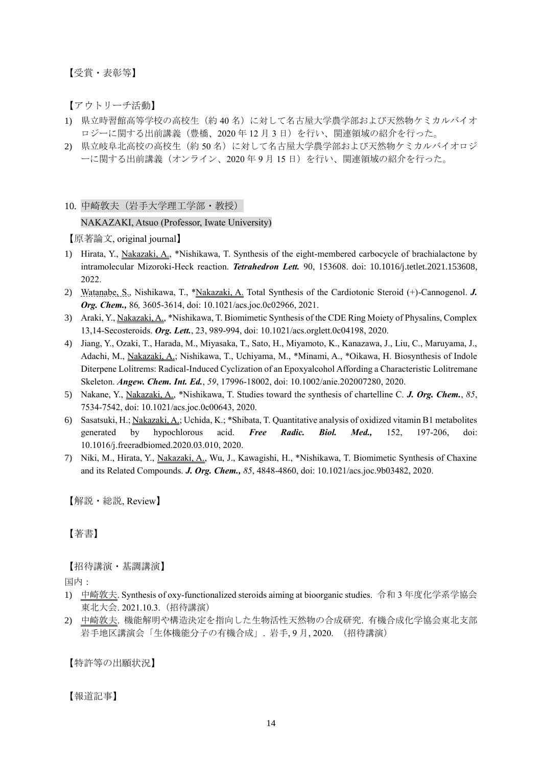【受賞・表彰等】

【アウトリーチ活動】

1) 県立時習館高等学校の高校生（約 40 名）に対して名古屋大学農学部および天然物ケミカルバイオロジーに関する出前講義（豊橋、2020 年 12 月 3 日）を行い、関連領域の紹介を行った。
2) 県立岐阜北高校の高校生（約 50 名）に対して名古屋大学農学部および天然物ケミカルバイオロジーに関する出前講義（オンライン、2020 年 9 月 15 日）を行い、関連領域の紹介を行った。

## 10. 中崎敦夫（岩手大学理工学部・教授）

NAKAZAKI, Atsuo (Professor, Iwate University)

【原著論文, original journal】

1) Hirata, Y., Nakazaki, A., *Nishikawa, T. Synthesis of the eight-membered carbocycle of brachialactone by intramolecular Mizoroki-Heck reaction. ***Tetrahedron Lett.*** 90, 153608. doi: 10.1016/j.tetlet.2021.153608, 2022.
2) Watanabe, S., Nishikawa, T., *Nakazaki, A. Total Synthesis of the Cardiotonic Steroid (+)-Cannogenol. ***J. Org. Chem.,*** 86*,* 3605-3614, doi: 10.1021/acs.joc.0c02966, 2021.
3) Araki, Y., Nakazaki, A., *Nishikawa, T. Biomimetic Synthesis of the CDE Ring Moiety of Physalins, Complex 13,14-Secosteroids. ***Org. Lett.***, 23, 989-994, doi: 10.1021/acs.orglett.0c04198, 2020.
4) Jiang, Y., Ozaki, T., Harada, M., Miyasaka, T., Sato, H., Miyamoto, K., Kanazawa, J., Liu, C., Maruyama, J., Adachi, M., Nakazaki, A.; Nishikawa, T., Uchiyama, M., *Minami, A., *Oikawa, H. Biosynthesis of Indole Diterpene Lolitrems: Radical-Induced Cyclization of an Epoxyalcohol Affording a Characteristic Lolitremane Skeleton. ***Angew. Chem. Int. Ed.***, *59*, 17996-18002, doi: 10.1002/anie.202007280, 2020.
5) Nakane, Y., Nakazaki, A., *Nishikawa, T. Studies toward the synthesis of chartelline C. ***J. Org. Chem.***, *85*, 7534-7542, doi: 10.1021/acs.joc.0c00643, 2020.
6) Sasatsuki, H.; Nakazaki, A.; Uchida, K.; *Shibata, T. Quantitative analysis of oxidized vitamin B1 metabolites generated by hypochlorous acid. ***Free Radic. Biol. Med.,*** 152, 197-206, doi: 10.1016/j.freeradbiomed.2020.03.010, 2020.
7) Niki, M., Hirata, Y., Nakazaki, A., Wu, J., Kawagishi, H., *Nishikawa, T. Biomimetic Synthesis of Chaxine and its Related Compounds. ***J. Org. Chem.,*** *85*, 4848-4860, doi: 10.1021/acs.joc.9b03482, 2020.

【解説・総説, Review】

【著書】

【招待講演・基調講演】

国内：

1) 中崎敦夫. Synthesis of oxy-functionalized steroids aiming at bioorganic studies. 令和 3 年度化学系学協会東北大会. 2021.10.3.（招待講演）
2) 中崎敦夫. 機能解明や構造決定を指向した生物活性天然物の合成研究. 有機合成化学協会東北支部岩手地区講演会「生体機能分子の有機合成」. 岩手, 9 月, 2020. （招待講演）

【特許等の出願状況】

【報道記事】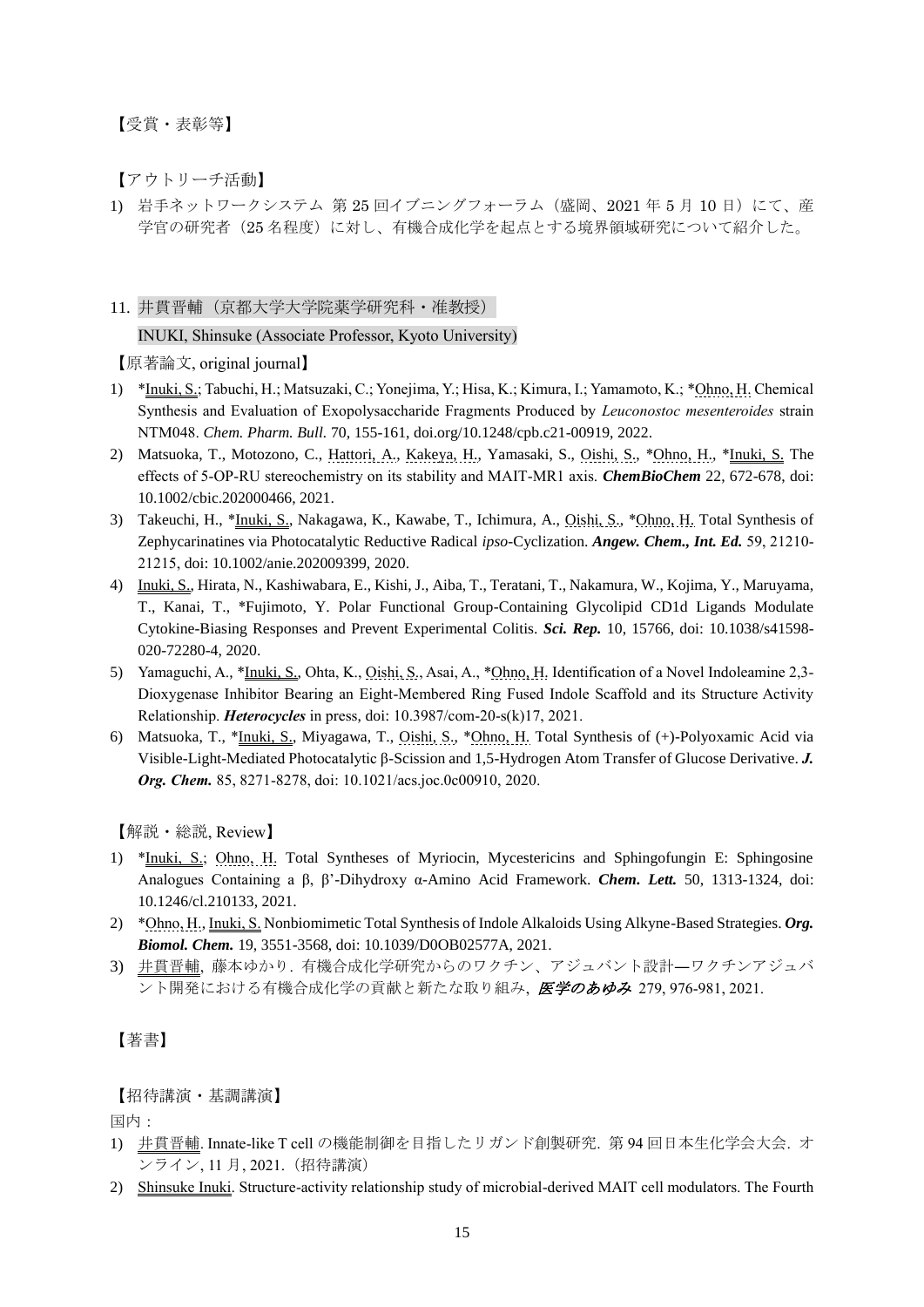【受賞・表彰等】

【アウトリーチ活動】

1) 岩手ネットワークシステム 第 25 回イブニングフォーラム（盛岡、2021 年 5 月 10 日）にて、産学官の研究者（25 名程度）に対し、有機合成化学を起点とする境界領域研究について紹介した。

## 11. 井貫晋輔（京都大学大学院薬学研究科・准教授）

INUKI, Shinsuke (Associate Professor, Kyoto University)

【原著論文, original journal】

1) *Inuki, S.; Tabuchi, H.; Matsuzaki, C.; Yonejima, Y.; Hisa, K.; Kimura, I.; Yamamoto, K.; *Ohno, H. Chemical Synthesis and Evaluation of Exopolysaccharide Fragments Produced by *Leuconostoc mesenteroides* strain NTM048. *Chem. Pharm. Bull.* 70, 155-161, doi.org/10.1248/cpb.c21-00919, 2022.
2) Matsuoka, T., Motozono, C., Hattori, A., Kakeya, H., Yamasaki, S., Oishi, S., *Ohno, H., *Inuki, S. The effects of 5-OP-RU stereochemistry on its stability and MAIT-MR1 axis. ***ChemBioChem*** 22, 672-678, doi: 10.1002/cbic.202000466, 2021.
3) Takeuchi, H., *Inuki, S., Nakagawa, K., Kawabe, T., Ichimura, A., Oishi, S., *Ohno, H. Total Synthesis of Zephycarinatines via Photocatalytic Reductive Radical *ipso*-Cyclization. ***Angew. Chem., Int. Ed.*** 59, 21210-21215, doi: 10.1002/anie.202009399, 2020.
4) Inuki, S., Hirata, N., Kashiwabara, E., Kishi, J., Aiba, T., Teratani, T., Nakamura, W., Kojima, Y., Maruyama, T., Kanai, T., *Fujimoto, Y. Polar Functional Group-Containing Glycolipid CD1d Ligands Modulate Cytokine-Biasing Responses and Prevent Experimental Colitis. ***Sci. Rep.*** 10, 15766, doi: 10.1038/s41598-020-72280-4, 2020.
5) Yamaguchi, A., *Inuki, S., Ohta, K., Oishi, S., Asai, A., *Ohno, H. Identification of a Novel Indoleamine 2,3-Dioxygenase Inhibitor Bearing an Eight-Membered Ring Fused Indole Scaffold and its Structure Activity Relationship. ***Heterocycles*** in press, doi: 10.3987/com-20-s(k)17, 2021.
6) Matsuoka, T., *Inuki, S., Miyagawa, T., Oishi, S., *Ohno, H. Total Synthesis of (+)-Polyoxamic Acid via Visible-Light-Mediated Photocatalytic β-Scission and 1,5-Hydrogen Atom Transfer of Glucose Derivative. ***J. Org. Chem.*** 85, 8271-8278, doi: 10.1021/acs.joc.0c00910, 2020.

【解説・総説, Review】

1) *Inuki, S.; Ohno, H. Total Syntheses of Myriocin, Mycestericins and Sphingofungin E: Sphingosine Analogues Containing a β, β'-Dihydroxy α-Amino Acid Framework. ***Chem. Lett.*** 50, 1313-1324, doi: 10.1246/cl.210133, 2021.
2) *Ohno, H., Inuki, S. Nonbiomimetic Total Synthesis of Indole Alkaloids Using Alkyne-Based Strategies. ***Org. Biomol. Chem.*** 19, 3551-3568, doi: 10.1039/D0OB02577A, 2021.
3) 井貫晋輔, 藤本ゆかり．有機合成化学研究からのワクチン、アジュバント設計―ワクチンアジュバント開発における有機合成化学の貢献と新たな取り組み, ***医学のあゆみ*** 279, 976-981, 2021.

【著書】

【招待講演・基調講演】

国内：

1) 井貫晋輔. Innate-like T cell の機能制御を目指したリガンド創製研究. 第 94 回日本生化学会大会. オンライン, 11 月, 2021.（招待講演）
2) Shinsuke Inuki. Structure-activity relationship study of microbial-derived MAIT cell modulators. The Fourth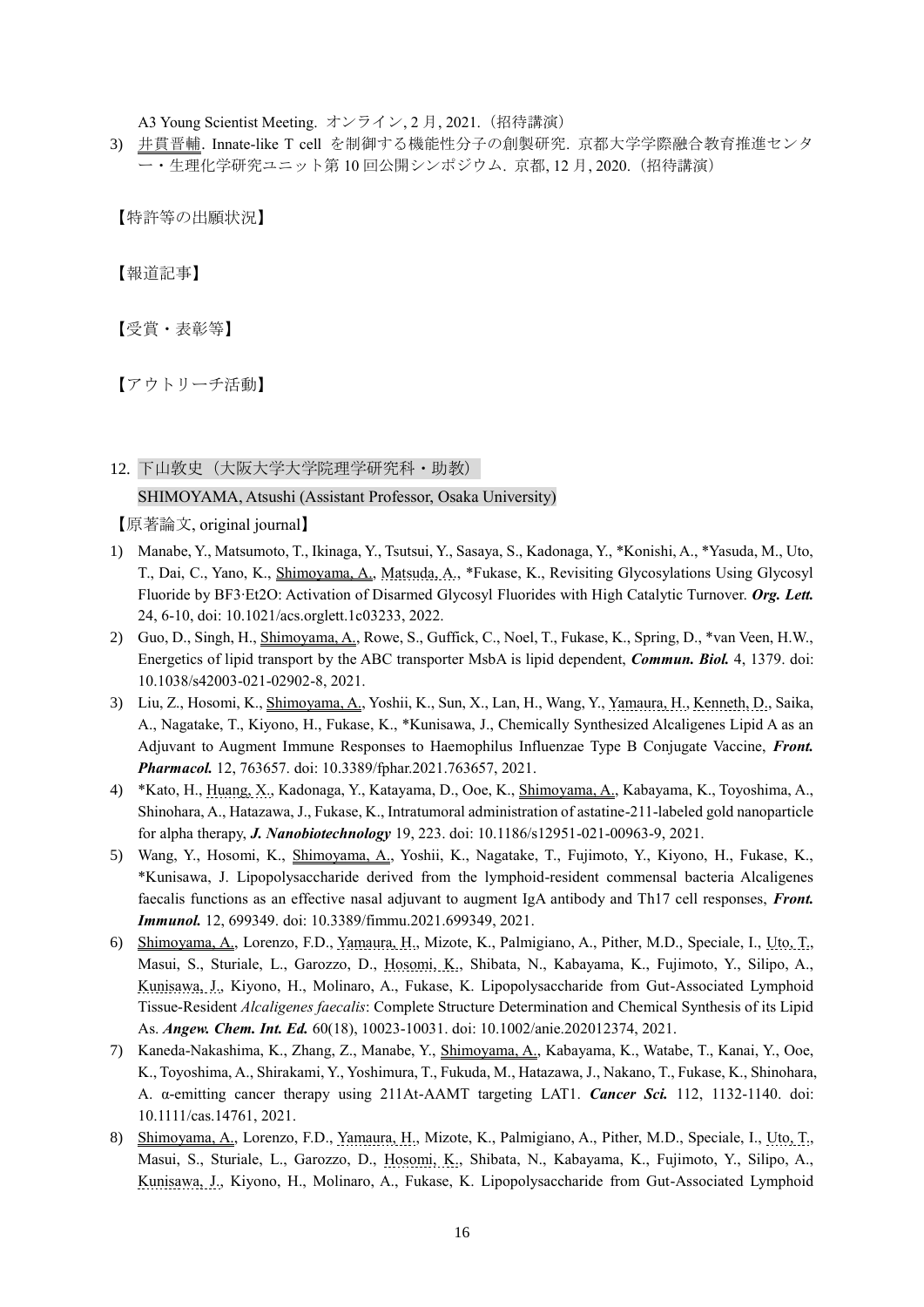A3 Young Scientist Meeting. オンライン, 2 月, 2021.（招待講演）

3) 井貫晋輔. Innate-like T cell を制御する機能性分子の創製研究. 京都大学学際融合教育推進センター・生理化学研究ユニット第 10 回公開シンポジウム. 京都, 12 月, 2020.（招待講演）

【特許等の出願状況】

【報道記事】

【受賞・表彰等】

【アウトリーチ活動】

12. 下山敦史（大阪大学大学院理学研究科・助教）
SHIMOYAMA, Atsushi (Assistant Professor, Osaka University)

【原著論文, original journal】

1) Manabe, Y., Matsumoto, T., Ikinaga, Y., Tsutsui, Y., Sasaya, S., Kadonaga, Y., *Konishi, A., *Yasuda, M., Uto, T., Dai, C., Yano, K., Shimoyama, A., Matsuda, A., *Fukase, K., Revisiting Glycosylations Using Glycosyl Fluoride by BF3·Et2O: Activation of Disarmed Glycosyl Fluorides with High Catalytic Turnover. ***Org. Lett.*** 24, 6-10, doi: 10.1021/acs.orglett.1c03233, 2022.
2) Guo, D., Singh, H., Shimoyama, A., Rowe, S., Guffick, C., Noel, T., Fukase, K., Spring, D., *van Veen, H.W., Energetics of lipid transport by the ABC transporter MsbA is lipid dependent, ***Commun. Biol.*** 4, 1379. doi: 10.1038/s42003-021-02902-8, 2021.
3) Liu, Z., Hosomi, K., Shimoyama, A., Yoshii, K., Sun, X., Lan, H., Wang, Y., Yamaura, H., Kenneth, D., Saika, A., Nagatake, T., Kiyono, H., Fukase, K., *Kunisawa, J., Chemically Synthesized Alcaligenes Lipid A as an Adjuvant to Augment Immune Responses to Haemophilus Influenzae Type B Conjugate Vaccine, ***Front. Pharmacol.*** 12, 763657. doi: 10.3389/fphar.2021.763657, 2021.
4) *Kato, H., Huang, X., Kadonaga, Y., Katayama, D., Ooe, K., Shimoyama, A., Kabayama, K., Toyoshima, A., Shinohara, A., Hatazawa, J., Fukase, K., Intratumoral administration of astatine-211-labeled gold nanoparticle for alpha therapy, ***J. Nanobiotechnology*** 19, 223. doi: 10.1186/s12951-021-00963-9, 2021.
5) Wang, Y., Hosomi, K., Shimoyama, A., Yoshii, K., Nagatake, T., Fujimoto, Y., Kiyono, H., Fukase, K., *Kunisawa, J. Lipopolysaccharide derived from the lymphoid-resident commensal bacteria Alcaligenes faecalis functions as an effective nasal adjuvant to augment IgA antibody and Th17 cell responses, ***Front. Immunol.*** 12, 699349. doi: 10.3389/fimmu.2021.699349, 2021.
6) Shimoyama, A., Lorenzo, F.D., Yamaura, H., Mizote, K., Palmigiano, A., Pither, M.D., Speciale, I., Uto, T., Masui, S., Sturiale, L., Garozzo, D., Hosomi, K., Shibata, N., Kabayama, K., Fujimoto, Y., Silipo, A., Kunisawa, J., Kiyono, H., Molinaro, A., Fukase, K. Lipopolysaccharide from Gut-Associated Lymphoid Tissue-Resident *Alcaligenes faecalis*: Complete Structure Determination and Chemical Synthesis of its Lipid As. ***Angew. Chem. Int. Ed.*** 60(18), 10023-10031. doi: 10.1002/anie.202012374, 2021.
7) Kaneda-Nakashima, K., Zhang, Z., Manabe, Y., Shimoyama, A., Kabayama, K., Watabe, T., Kanai, Y., Ooe, K., Toyoshima, A., Shirakami, Y., Yoshimura, T., Fukuda, M., Hatazawa, J., Nakano, T., Fukase, K., Shinohara, A. α-emitting cancer therapy using 211At-AAMT targeting LAT1. ***Cancer Sci.*** 112, 1132-1140. doi: 10.1111/cas.14761, 2021.
8) Shimoyama, A., Lorenzo, F.D., Yamaura, H., Mizote, K., Palmigiano, A., Pither, M.D., Speciale, I., Uto, T., Masui, S., Sturiale, L., Garozzo, D., Hosomi, K., Shibata, N., Kabayama, K., Fujimoto, Y., Silipo, A., Kunisawa, J., Kiyono, H., Molinaro, A., Fukase, K. Lipopolysaccharide from Gut-Associated Lymphoid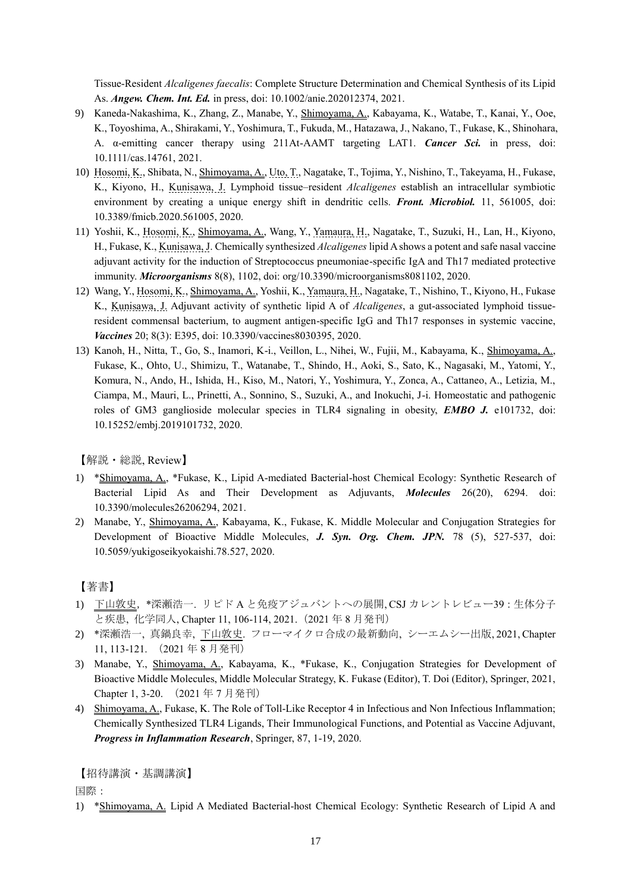Tissue-Resident *Alcaligenes faecalis*: Complete Structure Determination and Chemical Synthesis of its Lipid As. ***Angew. Chem. Int. Ed.*** in press, doi: 10.1002/anie.202012374, 2021.

9) Kaneda-Nakashima, K., Zhang, Z., Manabe, Y., Shimoyama, A., Kabayama, K., Watabe, T., Kanai, Y., Ooe, K., Toyoshima, A., Shirakami, Y., Yoshimura, T., Fukuda, M., Hatazawa, J., Nakano, T., Fukase, K., Shinohara, A. α-emitting cancer therapy using 211At-AAMT targeting LAT1. ***Cancer Sci.*** in press, doi: 10.1111/cas.14761, 2021.
10) Hosomi, K., Shibata, N., Shimoyama, A., Uto, T., Nagatake, T., Tojima, Y., Nishino, T., Takeyama, H., Fukase, K., Kiyono, H., Kunisawa, J. Lymphoid tissue–resident *Alcaligenes* establish an intracellular symbiotic environment by creating a unique energy shift in dendritic cells. ***Front. Microbiol.*** 11, 561005, doi: 10.3389/fmicb.2020.561005, 2020.
11) Yoshii, K., Hosomi, K., Shimoyama, A., Wang, Y., Yamaura, H., Nagatake, T., Suzuki, H., Lan, H., Kiyono, H., Fukase, K., Kunisawa, J. Chemically synthesized *Alcaligenes* lipid A shows a potent and safe nasal vaccine adjuvant activity for the induction of Streptococcus pneumoniae-specific IgA and Th17 mediated protective immunity. ***Microorganisms*** 8(8), 1102, doi: org/10.3390/microorganisms8081102, 2020.
12) Wang, Y., Hosomi, K., Shimoyama, A., Yoshii, K., Yamaura, H., Nagatake, T., Nishino, T., Kiyono, H., Fukase K., Kunisawa, J. Adjuvant activity of synthetic lipid A of *Alcaligenes*, a gut-associated lymphoid tissue-resident commensal bacterium, to augment antigen-specific IgG and Th17 responses in systemic vaccine, ***Vaccines*** 20; 8(3): E395, doi: 10.3390/vaccines8030395, 2020.
13) Kanoh, H., Nitta, T., Go, S., Inamori, K-i., Veillon, L., Nihei, W., Fujii, M., Kabayama, K., Shimoyama, A., Fukase, K., Ohto, U., Shimizu, T., Watanabe, T., Shindo, H., Aoki, S., Sato, K., Nagasaki, M., Yatomi, Y., Komura, N., Ando, H., Ishida, H., Kiso, M., Natori, Y., Yoshimura, Y., Zonca, A., Cattaneo, A., Letizia, M., Ciampa, M., Mauri, L., Prinetti, A., Sonnino, S., Suzuki, A., and Inokuchi, J-i. Homeostatic and pathogenic roles of GM3 ganglioside molecular species in TLR4 signaling in obesity, ***EMBO J.*** e101732, doi: 10.15252/embj.2019101732, 2020.

【解説・総説, Review】

1) *Shimoyama, A., *Fukase, K., Lipid A-mediated Bacterial-host Chemical Ecology: Synthetic Research of Bacterial Lipid As and Their Development as Adjuvants, ***Molecules*** 26(20), 6294. doi: 10.3390/molecules26206294, 2021.
2) Manabe, Y., Shimoyama, A., Kabayama, K., Fukase, K. Middle Molecular and Conjugation Strategies for Development of Bioactive Middle Molecules, ***J. Syn. Org. Chem. JPN.*** 78 (5), 527-537, doi: 10.5059/yukigoseikyokaishi.78.527, 2020.

【著書】

1) 下山敦史, *深瀬浩一. リピドAと免疫アジュバントへの展開, CSJカレントレビュー39：生体分子と疾患, 化学同人, Chapter 11, 106-114, 2021.（2021年8月発刊）
2) *深瀬浩一, 真鍋良幸, 下山敦史. フローマイクロ合成の最新動向, シーエムシー出版, 2021, Chapter 11, 113-121. （2021年8月発刊）
3) Manabe, Y., Shimoyama, A., Kabayama, K., *Fukase, K., Conjugation Strategies for Development of Bioactive Middle Molecules, Middle Molecular Strategy, K. Fukase (Editor), T. Doi (Editor), Springer, 2021, Chapter 1, 3-20. （2021年7月発刊）
4) Shimoyama, A., Fukase, K. The Role of Toll-Like Receptor 4 in Infectious and Non Infectious Inflammation; Chemically Synthesized TLR4 Ligands, Their Immunological Functions, and Potential as Vaccine Adjuvant, ***Progress in Inflammation Research***, Springer, 87, 1-19, 2020.

【招待講演・基調講演】

国際：

1) *Shimoyama, A. Lipid A Mediated Bacterial-host Chemical Ecology: Synthetic Research of Lipid A and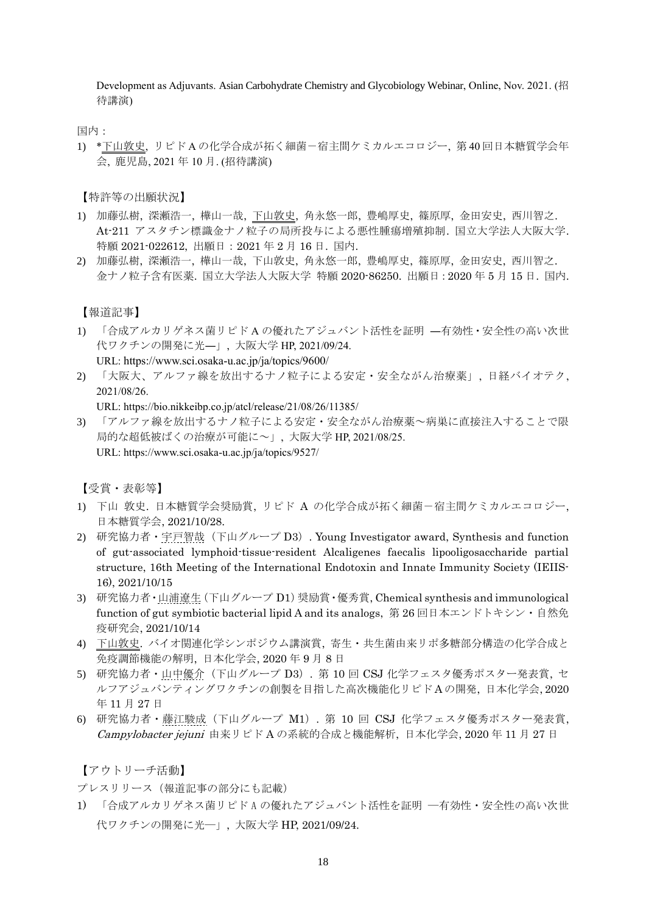Development as Adjuvants. Asian Carbohydrate Chemistry and Glycobiology Webinar, Online, Nov. 2021. (招待講演)

国内：

1) *下山敦史, リピドAの化学合成が拓く細菌－宿主間ケミカルエコロジー, 第40回日本糖質学会年会, 鹿児島, 2021年10月. (招待講演)

【特許等の出願状況】

1) 加藤弘樹, 深瀬浩一, 樺山一哉, 下山敦史, 角永悠一郎, 豊嶋厚史, 篠原厚, 金田安史, 西川智之. At-211 アスタチン標識金ナノ粒子の局所投与による悪性腫瘍増殖抑制. 国立大学法人大阪大学. 特願 2021-022612, 出願日：2021年2月16日. 国内.
2) 加藤弘樹, 深瀬浩一, 樺山一哉, 下山敦史, 角永悠一郎, 豊嶋厚史, 篠原厚, 金田安史, 西川智之. 金ナノ粒子含有医薬. 国立大学法人大阪大学 特願 2020-86250. 出願日 : 2020年5月15日. 国内.

【報道記事】

1) 「合成アルカリゲネス菌リピドAの優れたアジュバント活性を証明 ―有効性・安全性の高い次世代ワクチンの開発に光―」, 大阪大学 HP, 2021/09/24.
   URL: https://www.sci.osaka-u.ac.jp/ja/topics/9600/
2) 「大阪大、アルファ線を放出するナノ粒子による安定・安全ながん治療薬」, 日経バイオテク, 2021/08/26.
   URL: https://bio.nikkeibp.co.jp/atcl/release/21/08/26/11385/
3) 「アルファ線を放出するナノ粒子による安定・安全ながん治療薬～病巣に直接注入することで限局的な超低被ばくの治療が可能に～」, 大阪大学 HP, 2021/08/25.
   URL: https://www.sci.osaka-u.ac.jp/ja/topics/9527/

【受賞・表彰等】

1) 下山 敦史. 日本糖質学会奨励賞, リピド A の化学合成が拓く細菌－宿主間ケミカルエコロジー, 日本糖質学会, 2021/10/28.
2) 研究協力者・宇戸智哉（下山グループ D3）. Young Investigator award, Synthesis and function of gut-associated lymphoid-tissue-resident Alcaligenes faecalis lipooligosaccharide partial structure, 16th Meeting of the International Endotoxin and Innate Immunity Society (IEIIS-16), 2021/10/15
3) 研究協力者・山浦遼生（下山グループ D1）奨励賞・優秀賞, Chemical synthesis and immunological function of gut symbiotic bacterial lipid A and its analogs, 第26回日本エンドトキシン・自然免疫研究会, 2021/10/14
4) 下山敦史. バイオ関連化学シンポジウム講演賞, 寄生・共生菌由来リポ多糖部分構造の化学合成と免疫調節機能の解明, 日本化学会, 2020年9月8日
5) 研究協力者・山中優介（下山グループ D3）. 第10回 CSJ 化学フェスタ優秀ポスター発表賞, セルフアジュバンティングワクチンの創製を目指した高次機能化リピドAの開発, 日本化学会, 2020年11月27日
6) 研究協力者・藤江駿成（下山グループ M1）. 第10回 CSJ 化学フェスタ優秀ポスター発表賞, *Campylobacter jejuni* 由来リピドAの系統的合成と機能解析, 日本化学会, 2020年11月27日

【アウトリーチ活動】

プレスリリース（報道記事の部分にも記載）

1) 「合成アルカリゲネス菌リピドAの優れたアジュバント活性を証明 ―有効性・安全性の高い次世代ワクチンの開発に光―」, 大阪大学 HP, 2021/09/24.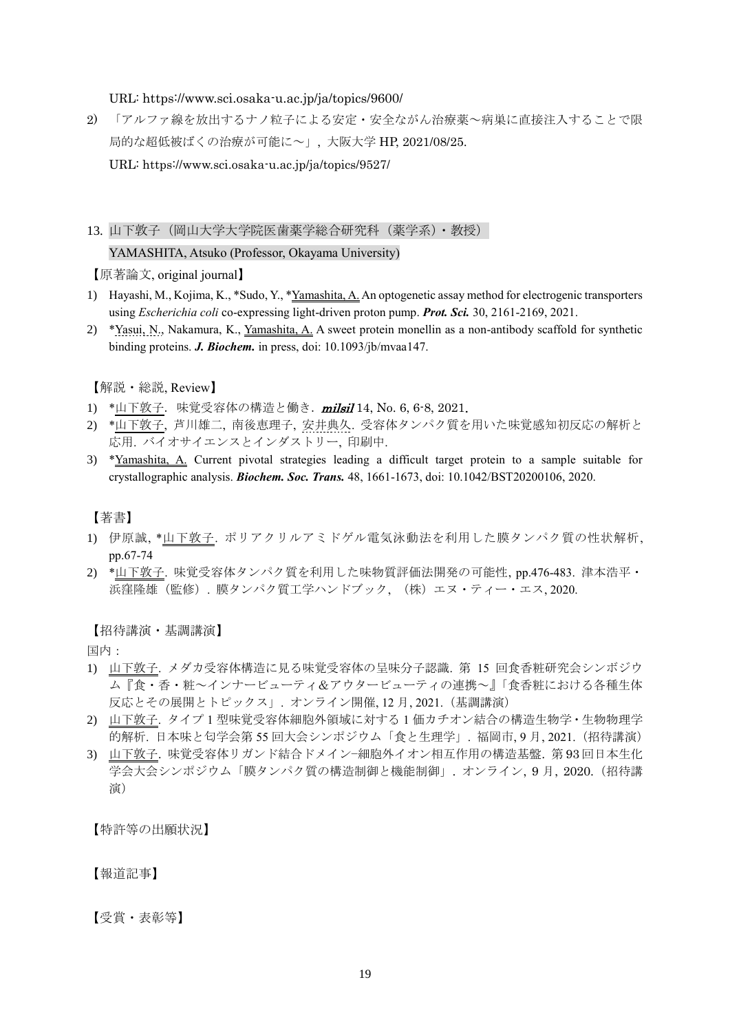URL: https://www.sci.osaka-u.ac.jp/ja/topics/9600/

2) 「アルファ線を放出するナノ粒子による安定・安全ながん治療薬〜病巣に直接注入することで限局的な超低被ばくの治療が可能に〜」, 大阪大学 HP, 2021/08/25.

URL: https://www.sci.osaka-u.ac.jp/ja/topics/9527/

## 13. 山下敦子（岡山大学大学院医歯薬学総合研究科（薬学系）・教授）
## YAMASHITA, Atsuko (Professor, Okayama University)

【原著論文, original journal】

1) Hayashi, M., Kojima, K., *Sudo, Y., *Yamashita, A. An optogenetic assay method for electrogenic transporters using *Escherichia coli* co-expressing light-driven proton pump. ***Prot. Sci.*** 30, 2161-2169, 2021.
2) *Yasui, N., Nakamura, K., Yamashita, A. A sweet protein monellin as a non-antibody scaffold for synthetic binding proteins. ***J. Biochem.*** in press, doi: 10.1093/jb/mvaa147.

【解説・総説, Review】

1) *山下敦子. 味覚受容体の構造と働き. ***milsil*** 14, No. 6, 6-8, 2021.
2) *山下敦子, 芦川雄二, 南後恵理子, 安井典久. 受容体タンパク質を用いた味覚感知初反応の解析と応用. バイオサイエンスとインダストリー, 印刷中.
3) *Yamashita, A. Current pivotal strategies leading a difficult target protein to a sample suitable for crystallographic analysis. ***Biochem. Soc. Trans.*** 48, 1661-1673, doi: 10.1042/BST20200106, 2020.

【著書】

1) 伊原誠, *山下敦子. ポリアクリルアミドゲル電気泳動法を利用した膜タンパク質の性状解析, pp.67-74
2) *山下敦子. 味覚受容体タンパク質を利用した味物質評価法開発の可能性, pp.476-483. 津本浩平・浜窪隆雄（監修）. 膜タンパク質工学ハンドブック, （株）エヌ・ティー・エス, 2020.

【招待講演・基調講演】

国内：

1) 山下敦子. メダカ受容体構造に見る味覚受容体の呈味分子認識. 第 15 回食香粧研究会シンポジウム『食・香・粧〜インナービューティ＆アウタービューティの連携〜』「食香粧における各種生体反応とその展開とトピックス」. オンライン開催, 12 月, 2021.（基調講演）
2) 山下敦子. タイプ 1 型味覚受容体細胞外領域に対する 1 価カチオン結合の構造生物学・生物物理学的解析. 日本味と匂学会第 55 回大会シンポジウム「食と生理学」. 福岡市, 9 月, 2021.（招待講演）
3) 山下敦子. 味覚受容体リガンド結合ドメイン−細胞外イオン相互作用の構造基盤. 第 93 回日本生化学会大会シンポジウム「膜タンパク質の構造制御と機能制御」. オンライン, 9 月, 2020.（招待講演）

【特許等の出願状況】

【報道記事】

【受賞・表彰等】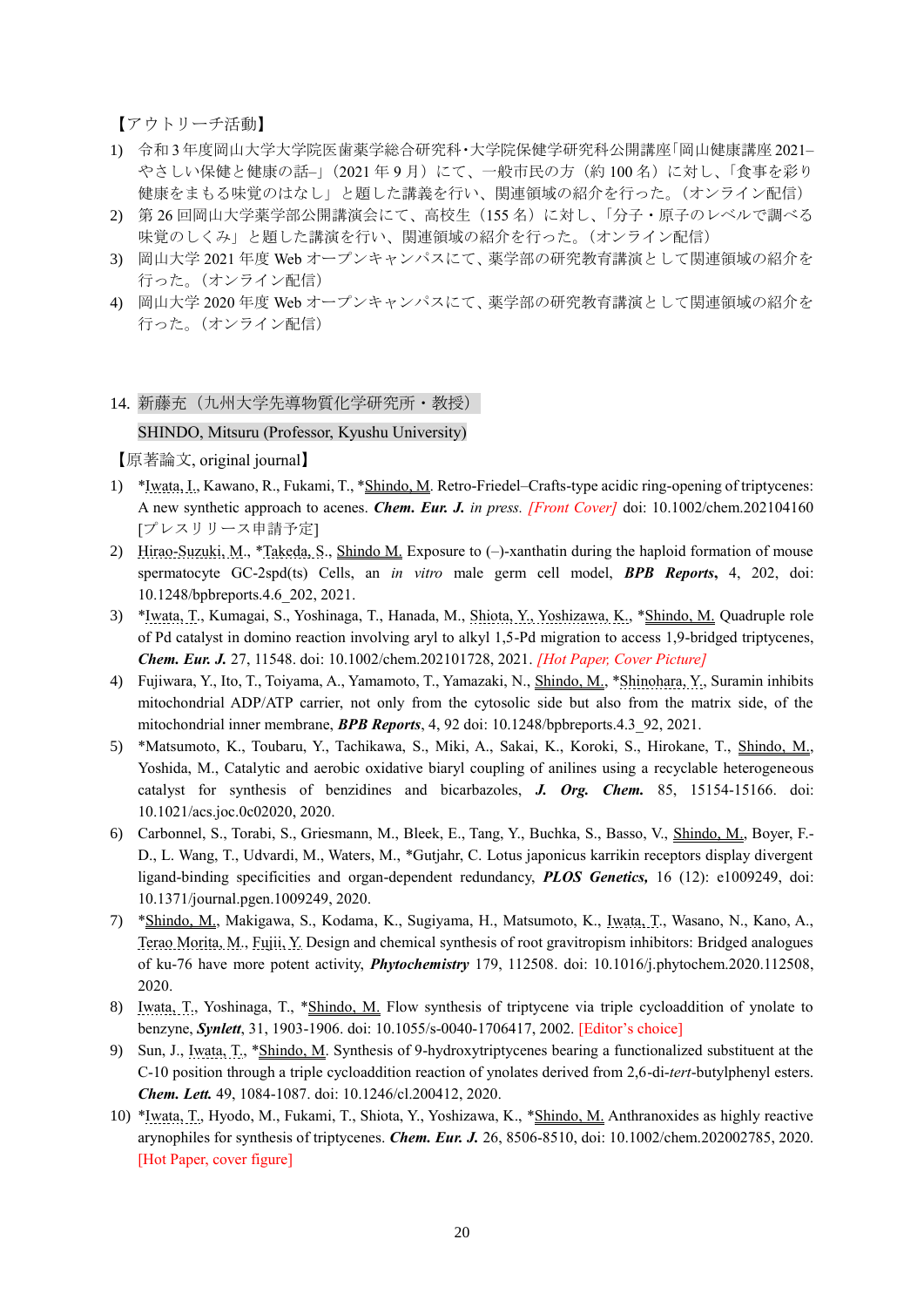【アウトリーチ活動】

1) 令和3年度岡山大学大学院医歯薬学総合研究科・大学院保健学研究科公開講座「岡山健康講座 2021–やさしい保健と健康の話–」（2021年9月）にて、一般市民の方（約100名）に対し、「食事を彩り健康をまもる味覚のはなし」と題した講義を行い、関連領域の紹介を行った。（オンライン配信）
2) 第26回岡山大学薬学部公開講演会にて、高校生（155名）に対し、「分子・原子のレベルで調べる味覚のしくみ」と題した講演を行い、関連領域の紹介を行った。（オンライン配信）
3) 岡山大学 2021 年度 Web オープンキャンパスにて、薬学部の研究教育講演として関連領域の紹介を行った。（オンライン配信）
4) 岡山大学 2020 年度 Web オープンキャンパスにて、薬学部の研究教育講演として関連領域の紹介を行った。（オンライン配信）

14. 新藤充（九州大学先導物質化学研究所・教授）

SHINDO, Mitsuru (Professor, Kyushu University)

【原著論文, original journal】

1) *Iwata, I., Kawano, R., Fukami, T., *Shindo, M. Retro-Friedel–Crafts-type acidic ring-opening of triptycenes: A new synthetic approach to acenes. ***Chem. Eur. J.*** *in press. [Front Cover]* doi: 10.1002/chem.202104160 [プレスリリース申請予定]
2) Hirao-Suzuki, M., *Takeda, S., Shindo M. Exposure to (–)-xanthatin during the haploid formation of mouse spermatocyte GC-2spd(ts) Cells, an *in vitro* male germ cell model, ***BPB Reports***, 4, 202, doi: 10.1248/bpbreports.4.6_202, 2021.
3) *Iwata, T., Kumagai, S., Yoshinaga, T., Hanada, M., Shiota, Y., Yoshizawa, K., *Shindo, M. Quadruple role of Pd catalyst in domino reaction involving aryl to alkyl 1,5-Pd migration to access 1,9-bridged triptycenes, ***Chem. Eur. J.*** 27, 11548. doi: 10.1002/chem.202101728, 2021. *[Hot Paper, Cover Picture]*
4) Fujiwara, Y., Ito, T., Toiyama, A., Yamamoto, T., Yamazaki, N., Shindo, M., *Shinohara, Y., Suramin inhibits mitochondrial ADP/ATP carrier, not only from the cytosolic side but also from the matrix side, of the mitochondrial inner membrane, ***BPB Reports***, 4, 92 doi: 10.1248/bpbreports.4.3_92, 2021.
5) *Matsumoto, K., Toubaru, Y., Tachikawa, S., Miki, A., Sakai, K., Koroki, S., Hirokane, T., Shindo, M., Yoshida, M., Catalytic and aerobic oxidative biaryl coupling of anilines using a recyclable heterogeneous catalyst for synthesis of benzidines and bicarbazoles, ***J. Org. Chem.*** 85, 15154-15166. doi: 10.1021/acs.joc.0c02020, 2020.
6) Carbonnel, S., Torabi, S., Griesmann, M., Bleek, E., Tang, Y., Buchka, S., Basso, V., Shindo, M., Boyer, F.-D., L. Wang, T., Udvardi, M., Waters, M., *Gutjahr, C. Lotus japonicus karrikin receptors display divergent ligand-binding specificities and organ-dependent redundancy, ***PLOS Genetics,*** 16 (12): e1009249, doi: 10.1371/journal.pgen.1009249, 2020.
7) *Shindo, M., Makigawa, S., Kodama, K., Sugiyama, H., Matsumoto, K., Iwata, T., Wasano, N., Kano, A., Terao Morita, M., Fujii, Y. Design and chemical synthesis of root gravitropism inhibitors: Bridged analogues of ku-76 have more potent activity, ***Phytochemistry*** 179, 112508. doi: 10.1016/j.phytochem.2020.112508, 2020.
8) Iwata, T., Yoshinaga, T., *Shindo, M. Flow synthesis of triptycene via triple cycloaddition of ynolate to benzyne, ***Synlett***, 31, 1903-1906. doi: 10.1055/s-0040-1706417, 2002. [Editor's choice]
9) Sun, J., Iwata, T., *Shindo, M. Synthesis of 9-hydroxytriptycenes bearing a functionalized substituent at the C-10 position through a triple cycloaddition reaction of ynolates derived from 2,6-di-*tert*-butylphenyl esters. ***Chem. Lett.*** 49, 1084-1087. doi: 10.1246/cl.200412, 2020.
10) *Iwata, T., Hyodo, M., Fukami, T., Shiota, Y., Yoshizawa, K., *Shindo, M. Anthranoxides as highly reactive arynophiles for synthesis of triptycenes. ***Chem. Eur. J.*** 26, 8506-8510, doi: 10.1002/chem.202002785, 2020. [Hot Paper, cover figure]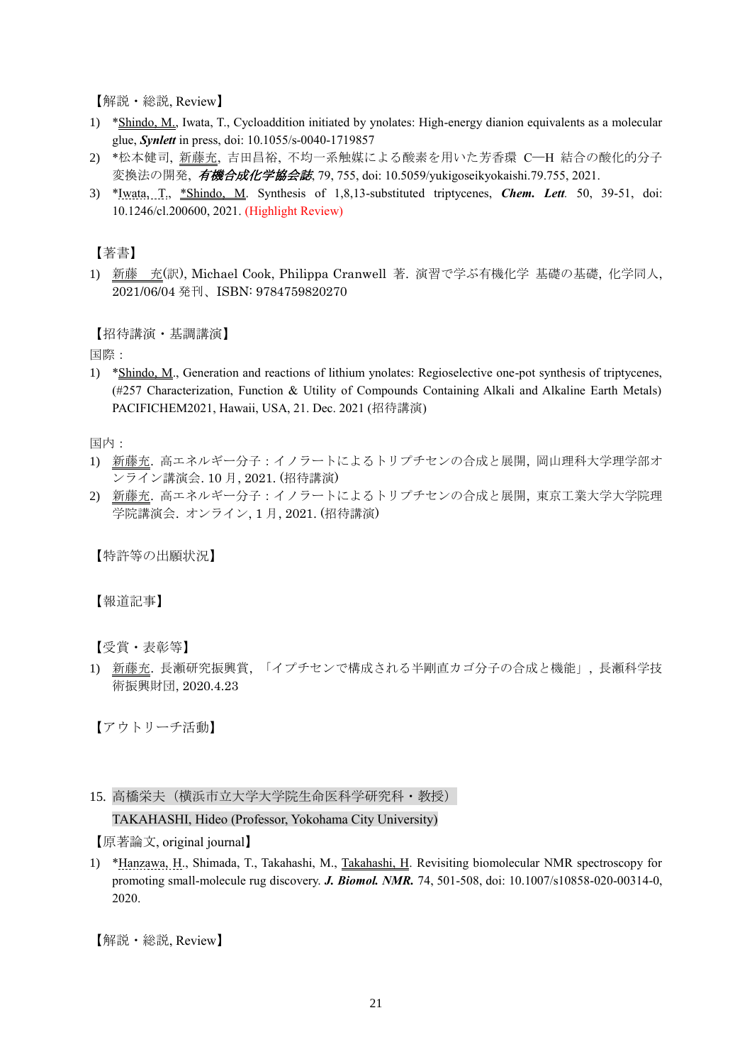【解説・総説, Review】

1) *Shindo, M., Iwata, T., Cycloaddition initiated by ynolates: High-energy dianion equivalents as a molecular glue, ***Synlett*** in press, doi: 10.1055/s-0040-1719857
2) *松本健司, 新藤充, 吉田昌裕, 不均一系触媒による酸素を用いた芳香環 C—H 結合の酸化的分子変換法の開発, ***有機合成化学協会誌***, 79, 755, doi: 10.5059/yukigoseikyokaishi.79.755, 2021.
3) *Iwata, T., *Shindo, M. Synthesis of 1,8,13-substituted triptycenes, ***Chem. Lett.*** 50, 39-51, doi: 10.1246/cl.200600, 2021. (Highlight Review)

【著書】

1) 新藤　充(訳), Michael Cook, Philippa Cranwell 著. 演習で学ぶ有機化学 基礎の基礎, 化学同人, 2021/06/04 発刊、ISBN: 9784759820270

【招待講演・基調講演】

国際：

1) *Shindo, M., Generation and reactions of lithium ynolates: Regioselective one-pot synthesis of triptycenes, (#257 Characterization, Function & Utility of Compounds Containing Alkali and Alkaline Earth Metals) PACIFICHEM2021, Hawaii, USA, 21. Dec. 2021 (招待講演)

国内：

1) 新藤充. 高エネルギー分子：イノラートによるトリプチセンの合成と展開, 岡山理科大学理学部オンライン講演会. 10 月, 2021. (招待講演)
2) 新藤充. 高エネルギー分子：イノラートによるトリプチセンの合成と展開, 東京工業大学大学院理学院講演会. オンライン, 1 月, 2021. (招待講演)

【特許等の出願状況】

【報道記事】

【受賞・表彰等】

1) 新藤充. 長瀬研究振興賞, 「イプチセンで構成される半剛直カゴ分子の合成と機能」, 長瀬科学技術振興財団, 2020.4.23

【アウトリーチ活動】

15. 高橋栄夫（横浜市立大学大学院生命医科学研究科・教授）
TAKAHASHI, Hideo (Professor, Yokohama City University)

【原著論文, original journal】

1) *Hanzawa, H., Shimada, T., Takahashi, M., Takahashi, H. Revisiting biomolecular NMR spectroscopy for promoting small-molecule rug discovery. ***J. Biomol. NMR.*** 74, 501-508, doi: 10.1007/s10858-020-00314-0, 2020.

【解説・総説, Review】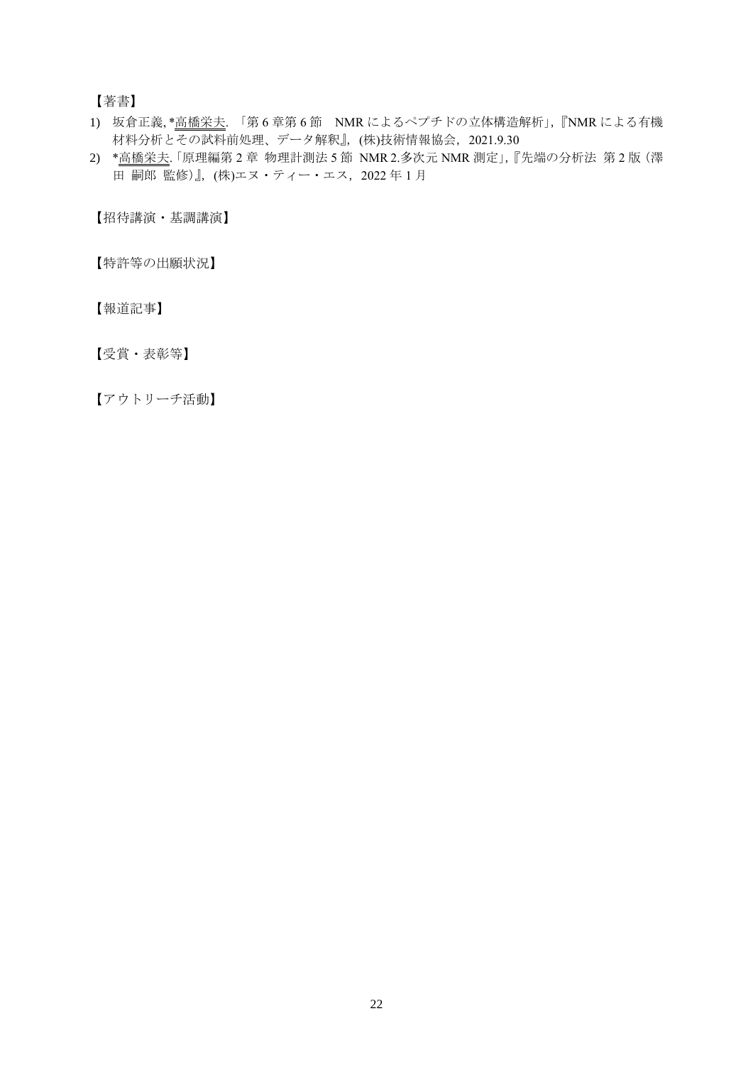【著書】

1) 坂倉正義, *高橋栄夫. 「第 6 章第 6 節　NMR によるペプチドの立体構造解析」,『NMR による有機材料分析とその試料前処理、データ解釈』, (株)技術情報協会, 2021.9.30
2) *高橋栄夫.「原理編第 2 章 物理計測法 5 節 NMR 2.多次元 NMR 測定」,『先端の分析法 第 2 版（澤田 嗣郎 監修）』, (株)エヌ・ティー・エス, 2022 年 1 月

【招待講演・基調講演】

【特許等の出願状況】

【報道記事】

【受賞・表彰等】

【アウトリーチ活動】